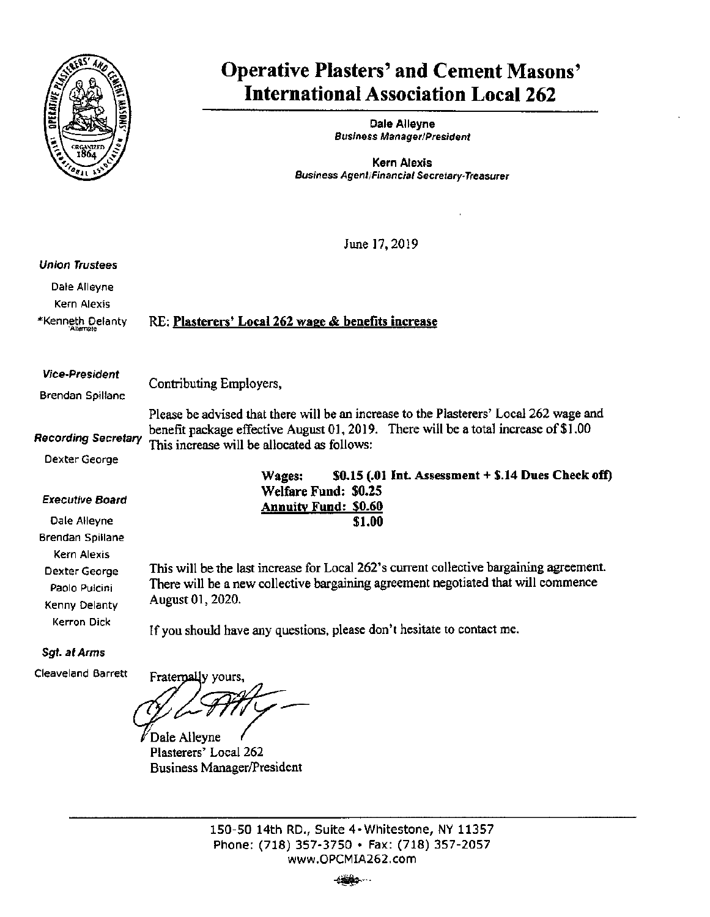# Operative Plasters' and Cement Masons' International Association Local 262

**Dale Alleyne**
*Business Manager/President*

**Kern Alexis**
*Business Agent/Financial Secretary-Treasurer*

***Union Trustees***
Dale Alleyne
Kern Alexis
*Kenneth Delanty *Alternate

***Vice-President***
Brendan Spillane

***Recording Secretary***
Dexter George

***Executive Board***
Dale Alleyne
Brendan Spillane
Kern Alexis
Dexter George
Paolo Pulcini
Kenny Delanty
Kerron Dick

***Sgt. at Arms***
Cleaveland Barrett

June 17, 2019

RE: **Plasterers' Local 262 wage & benefits increase**

Contributing Employers,

Please be advised that there will be an increase to the Plasterers' Local 262 wage and benefit package effective August 01, 2019. There will be a total increase of $1.00 This increase will be allocated as follows:

**Wages: $0.15 (.01 Int. Assessment + $.14 Dues Check off)**
**Welfare Fund: $0.25**
**Annuity Fund: $0.60**
**$1.00**

This will be the last increase for Local 262's current collective bargaining agreement. There will be a new collective bargaining agreement negotiated that will commence August 01, 2020.

If you should have any questions, please don't hesitate to contact me.

Fraternally yours,

Dale Alleyne
Plasterers' Local 262
Business Manager/President

150-50 14th RD., Suite 4 • Whitestone, NY 11357
Phone: (718) 357-3750 • Fax: (718) 357-2057
www.OPCMIA262.com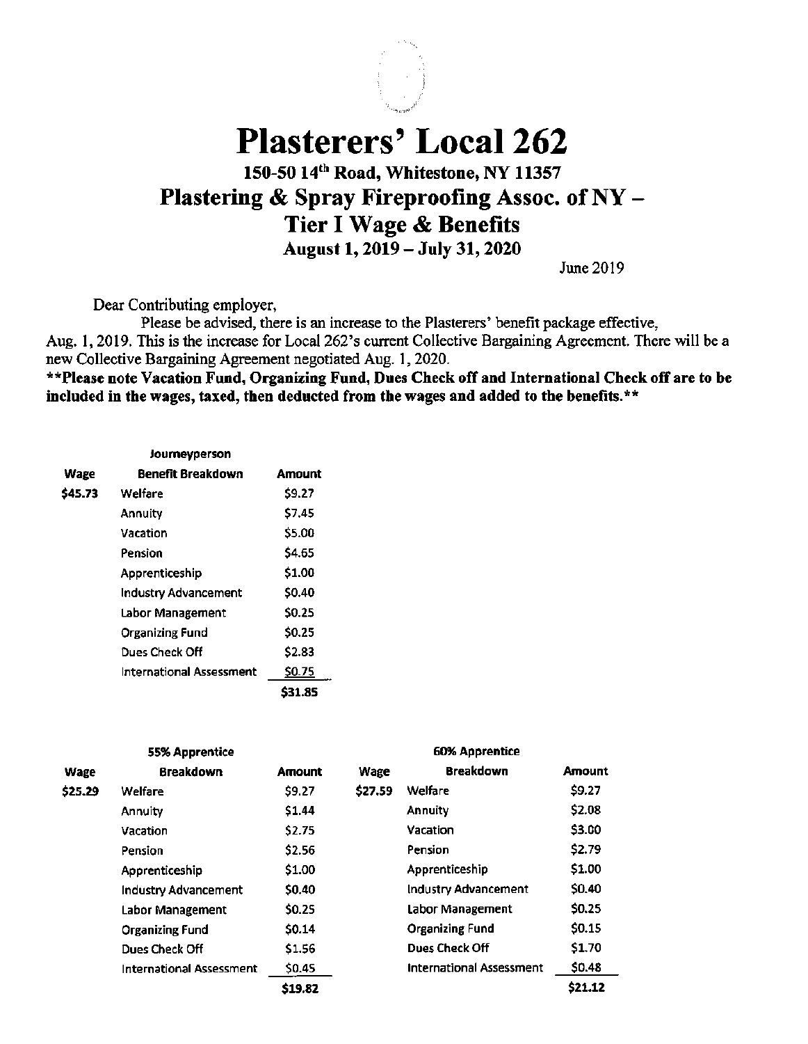# Plasterers' Local 262

## 150-50 14th Road, Whitestone, NY 11357

## Plastering & Spray Fireproofing Assoc. of NY – Tier I Wage & Benefits

### August 1, 2019 – July 31, 2020

June 2019

Dear Contributing employer,

Please be advised, there is an increase to the Plasterers' benefit package effective, Aug. 1, 2019. This is the increase for Local 262's current Collective Bargaining Agreement. There will be a new Collective Bargaining Agreement negotiated Aug. 1, 2020.

**\*\*Please note Vacation Fund, Organizing Fund, Dues Check off and International Check off are to be included in the wages, taxed, then deducted from the wages and added to the benefits.\*\***

| Wage | Journeyperson Benefit Breakdown | Amount |
|---|---|---|
| $45.73 | Welfare | $9.27 |
| | Annuity | $7.45 |
| | Vacation | $5.00 |
| | Pension | $4.65 |
| | Apprenticeship | $1.00 |
| | Industry Advancement | $0.40 |
| | Labor Management | $0.25 |
| | Organizing Fund | $0.25 |
| | Dues Check Off | $2.83 |
| | International Assessment | $0.75 |
| | | $31.85 |

| Wage | 55% Apprentice Breakdown | Amount | Wage | 60% Apprentice Breakdown | Amount |
|---|---|---|---|---|---|
| $25.29 | Welfare | $9.27 | $27.59 | Welfare | $9.27 |
| | Annuity | $1.44 | | Annuity | $2.08 |
| | Vacation | $2.75 | | Vacation | $3.00 |
| | Pension | $2.56 | | Pension | $2.79 |
| | Apprenticeship | $1.00 | | Apprenticeship | $1.00 |
| | Industry Advancement | $0.40 | | Industry Advancement | $0.40 |
| | Labor Management | $0.25 | | Labor Management | $0.25 |
| | Organizing Fund | $0.14 | | Organizing Fund | $0.15 |
| | Dues Check Off | $1.56 | | Dues Check Off | $1.70 |
| | International Assessment | $0.45 | | International Assessment | $0.48 |
| | | $19.82 | | | $21.12 |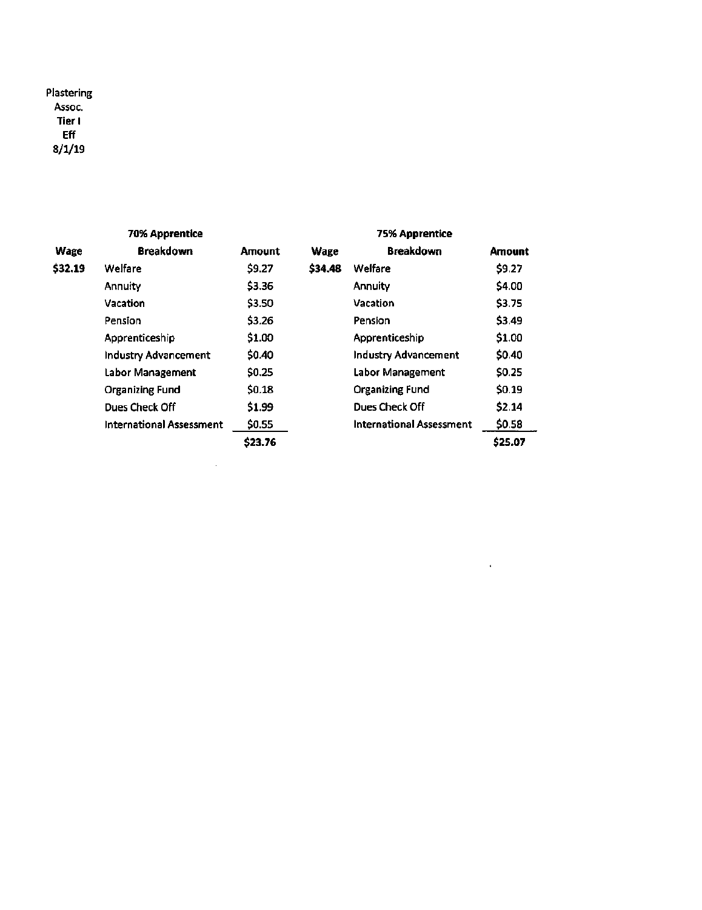Plastering
Assoc.
**Tier I**
**Eff**
8/1/19

| | **70% Apprentice** | | | **75% Apprentice** | |
|---|---|---|---|---|---|
| **Wage** | **Breakdown** | **Amount** | **Wage** | **Breakdown** | **Amount** |
| **$32.19** | Welfare | $9.27 | **$34.48** | Welfare | $9.27 |
| | Annuity | $3.36 | | Annuity | $4.00 |
| | Vacation | $3.50 | | Vacation | $3.75 |
| | Pension | $3.26 | | Pension | $3.49 |
| | Apprenticeship | $1.00 | | Apprenticeship | $1.00 |
| | Industry Advancement | $0.40 | | Industry Advancement | $0.40 |
| | Labor Management | $0.25 | | Labor Management | $0.25 |
| | Organizing Fund | $0.18 | | Organizing Fund | $0.19 |
| | Dues Check Off | $1.99 | | Dues Check Off | $2.14 |
| | International Assessment | $0.55 | | International Assessment | $0.58 |
| | | **$23.76** | | | **$25.07** |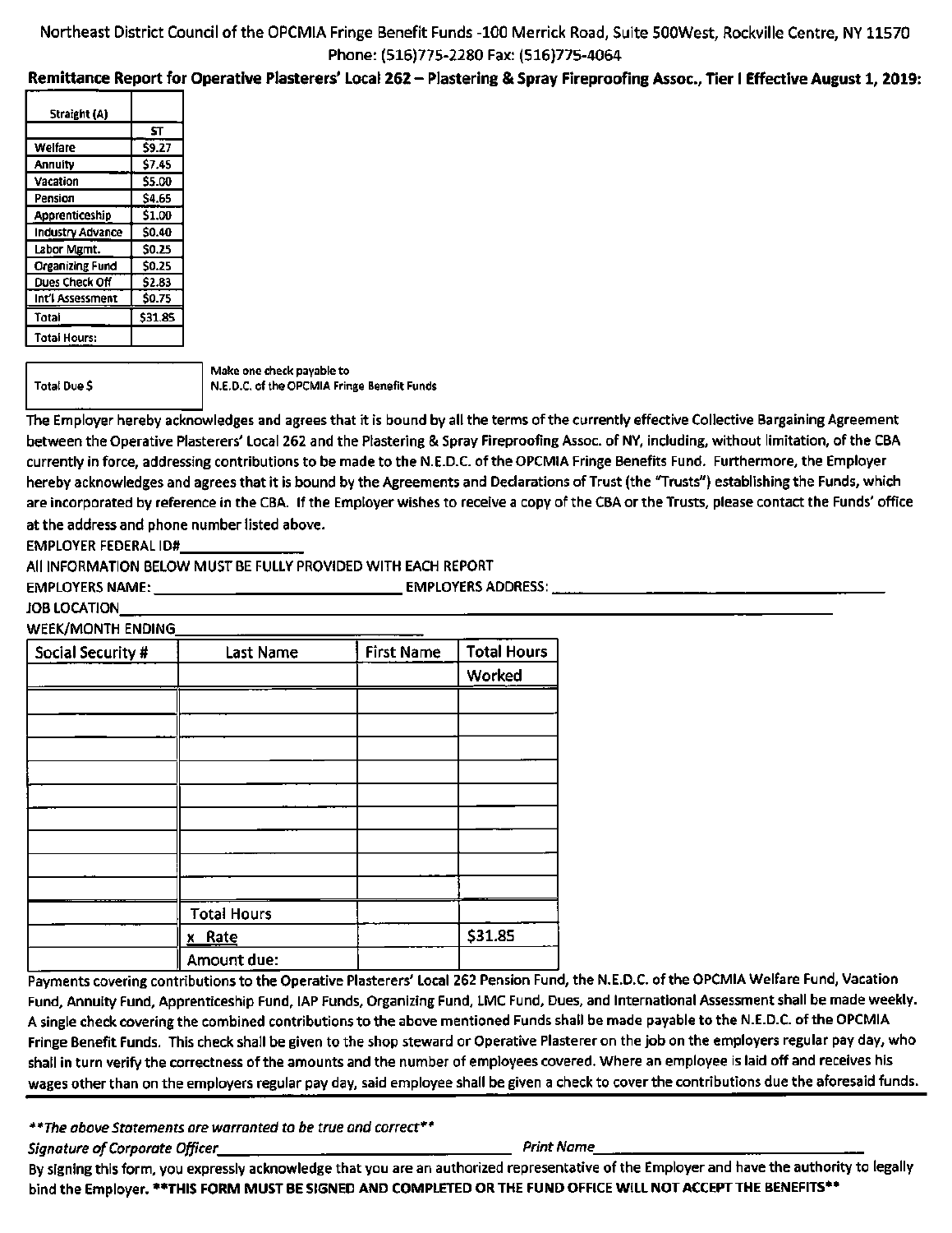Northeast District Council of the OPCMIA Fringe Benefit Funds -100 Merrick Road, Suite 500West, Rockville Centre, NY 11570
Phone: (516)775-2280 Fax: (516)775-4064

**Remittance Report for Operative Plasterers' Local 262 – Plastering & Spray Fireproofing Assoc., Tier I Effective August 1, 2019:**

| Straight (A) | |
|---|---|
| | ST |
| Welfare | $9.27 |
| Annuity | $7.45 |
| Vacation | $5.00 |
| Pension | $4.65 |
| Apprenticeship | $1.00 |
| Industry Advance | $0.40 |
| Labor Mgmt. | $0.25 |
| Organizing Fund | $0.25 |
| Dues Check Off | $2.83 |
| Int'l Assessment | $0.75 |
| Total | $31.85 |
| Total Hours: | |

| Total Due $ | |
|---|---|

Make one check payable to
N.E.D.C. of the OPCMIA Fringe Benefit Funds

The Employer hereby acknowledges and agrees that it is bound by all the terms of the currently effective Collective Bargaining Agreement between the Operative Plasterers' Local 262 and the Plastering & Spray Fireproofing Assoc. of NY, including, without limitation, of the CBA currently in force, addressing contributions to be made to the N.E.D.C. of the OPCMIA Fringe Benefits Fund. Furthermore, the Employer hereby acknowledges and agrees that it is bound by the Agreements and Declarations of Trust (the "Trusts") establishing the Funds, which are incorporated by reference in the CBA. If the Employer wishes to receive a copy of the CBA or the Trusts, please contact the Funds' office at the address and phone number listed above.

EMPLOYER FEDERAL ID#\_\_\_\_\_\_\_\_\_\_\_\_\_\_

All INFORMATION BELOW MUST BE FULLY PROVIDED WITH EACH REPORT

EMPLOYERS NAME: \_\_\_\_\_\_\_\_\_\_\_\_\_\_\_\_\_\_\_\_\_\_\_\_\_\_ EMPLOYERS ADDRESS: \_\_\_\_\_\_\_\_\_\_\_\_\_\_\_\_\_\_\_\_\_\_\_\_\_\_\_\_\_\_\_\_\_\_\_\_

JOB LOCATION\_\_\_\_\_\_\_\_\_\_\_\_\_\_\_\_\_\_\_\_\_\_\_\_\_\_\_\_\_\_\_\_\_\_\_\_\_\_\_\_\_\_\_\_\_\_\_\_\_\_\_\_\_\_\_\_\_\_\_\_\_\_\_\_\_\_\_\_\_\_\_\_\_\_\_\_

WEEK/MONTH ENDING\_\_\_\_\_\_\_\_\_\_\_\_\_\_\_\_\_\_\_\_\_\_\_\_\_\_\_\_

| Social Security # | Last Name | First Name | Total Hours Worked |
|---|---|---|---|
| | | | |
| | | | |
| | | | |
| | | | |
| | | | |
| | | | |
| | | | |
| | | | |
| | | | |
| | Total Hours | | |
| | x Rate | | $31.85 |
| | Amount due: | | |

Payments covering contributions to the Operative Plasterers' Local 262 Pension Fund, the N.E.D.C. of the OPCMIA Welfare Fund, Vacation Fund, Annuity Fund, Apprenticeship Fund, IAP Funds, Organizing Fund, LMC Fund, Dues, and International Assessment shall be made weekly. A single check covering the combined contributions to the above mentioned Funds shall be made payable to the N.E.D.C. of the OPCMIA Fringe Benefit Funds. This check shall be given to the shop steward or Operative Plasterer on the job on the employers regular pay day, who shall in turn verify the correctness of the amounts and the number of employees covered. Where an employee is laid off and receives his wages other than on the employers regular pay day, said employee shall be given a check to cover the contributions due the aforesaid funds.

*\*\*The above Statements are warranted to be true and correct\*\**

*Signature of Corporate Officer*\_\_\_\_\_\_\_\_\_\_\_\_\_\_\_\_\_\_\_\_\_\_\_\_\_\_\_\_ *Print Name*\_\_\_\_\_\_\_\_\_\_\_\_\_\_\_\_\_\_\_\_\_\_\_\_\_\_

By signing this form, you expressly acknowledge that you are an authorized representative of the Employer and have the authority to legally bind the Employer. **\*\*THIS FORM MUST BE SIGNED AND COMPLETED OR THE FUND OFFICE WILL NOT ACCEPT THE BENEFITS\*\***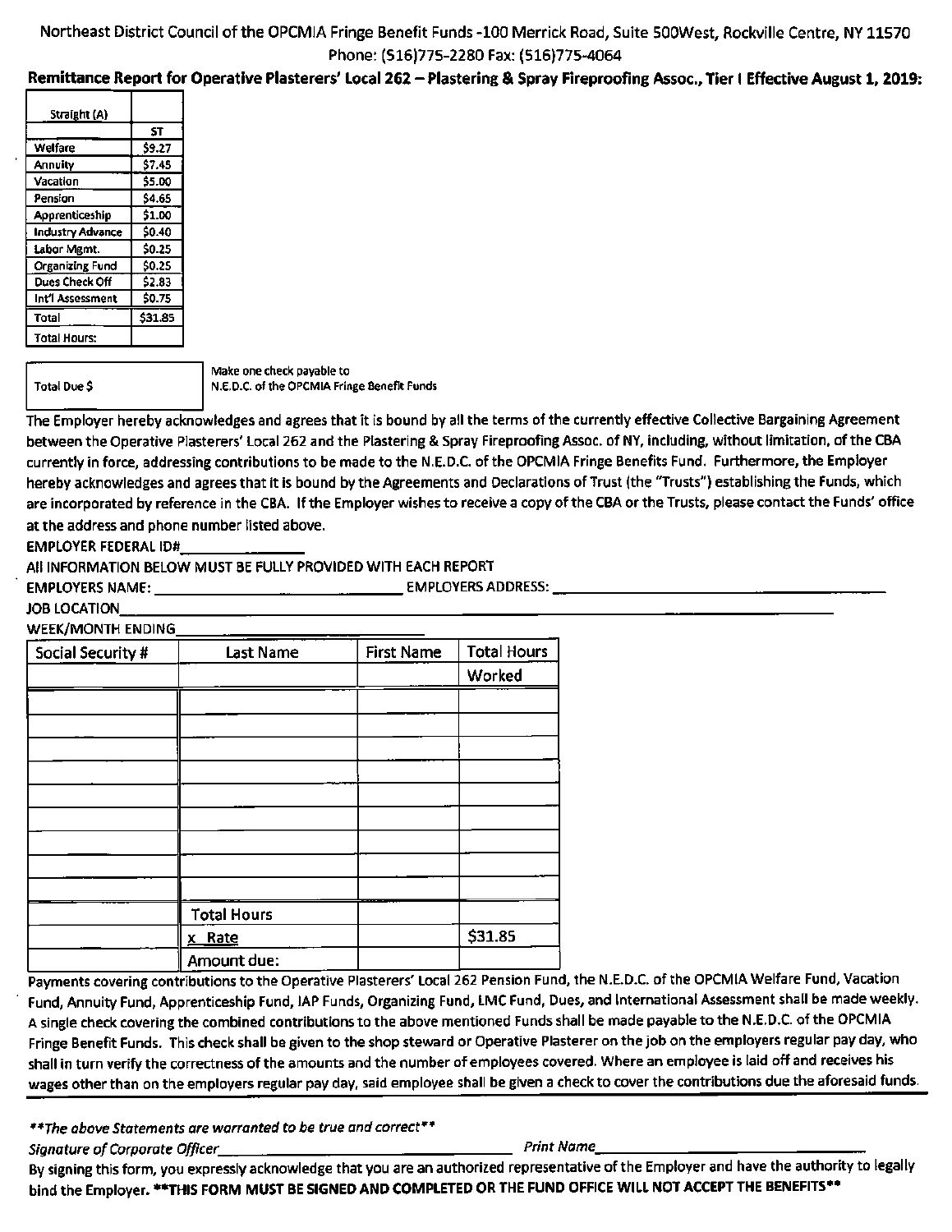Northeast District Council of the OPCMIA Fringe Benefit Funds -100 Merrick Road, Suite 500West, Rockville Centre, NY 11570
Phone: (516)775-2280 Fax: (516)775-4064

**Remittance Report for Operative Plasterers' Local 262 – Plastering & Spray Fireproofing Assoc., Tier I Effective August 1, 2019:**

| Straight (A) | |
|---|---|
| | ST |
| Welfare | $9.27 |
| Annuity | $7.45 |
| Vacation | $5.00 |
| Pension | $4.65 |
| Apprenticeship | $1.00 |
| Industry Advance | $0.40 |
| Labor Mgmt. | $0.25 |
| Organizing Fund | $0.25 |
| Dues Check Off | $2.83 |
| Int'l Assessment | $0.75 |
| Total | $31.85 |
| Total Hours: | |

| Total Due $ | |
|---|---|

Make one check payable to
N.E.D.C. of the OPCMIA Fringe Benefit Funds

The Employer hereby acknowledges and agrees that it is bound by all the terms of the currently effective Collective Bargaining Agreement between the Operative Plasterers' Local 262 and the Plastering & Spray Fireproofing Assoc. of NY, including, without limitation, of the CBA currently in force, addressing contributions to be made to the N.E.D.C. of the OPCMIA Fringe Benefits Fund. Furthermore, the Employer hereby acknowledges and agrees that it is bound by the Agreements and Declarations of Trust (the "Trusts") establishing the Funds, which are incorporated by reference in the CBA. If the Employer wishes to receive a copy of the CBA or the Trusts, please contact the Funds' office at the address and phone number listed above.

EMPLOYER FEDERAL ID#_______________

All INFORMATION BELOW MUST BE FULLY PROVIDED WITH EACH REPORT

EMPLOYERS NAME: _______________________________ EMPLOYERS ADDRESS: _______________________________

JOB LOCATION_______________________________________________________________

WEEK/MONTH ENDING___________________________

| Social Security # | Last Name | First Name | Total Hours Worked |
|---|---|---|---|
| | | | |
| | | | |
| | | | |
| | | | |
| | | | |
| | | | |
| | | | |
| | | | |
| | | | |
| | Total Hours | | |
| | x Rate | | $31.85 |
| | Amount due: | | |

Payments covering contributions to the Operative Plasterers' Local 262 Pension Fund, the N.E.D.C. of the OPCMIA Welfare Fund, Vacation Fund, Annuity Fund, Apprenticeship Fund, IAP Funds, Organizing Fund, LMC Fund, Dues, and International Assessment shall be made weekly. A single check covering the combined contributions to the above mentioned Funds shall be made payable to the N.E.D.C. of the OPCMIA Fringe Benefit Funds. This check shall be given to the shop steward or Operative Plasterer on the job on the employers regular pay day, who shall in turn verify the correctness of the amounts and the number of employees covered. Where an employee is laid off and receives his wages other than on the employers regular pay day, said employee shall be given a check to cover the contributions due the aforesaid funds.

---

*\*\*The above Statements are warranted to be true and correct\*\**

*Signature of Corporate Officer*_______________________________ *Print Name*_______________________________

By signing this form, you expressly acknowledge that you are an authorized representative of the Employer and have the authority to legally bind the Employer. **\*\*THIS FORM MUST BE SIGNED AND COMPLETED OR THE FUND OFFICE WILL NOT ACCEPT THE BENEFITS\*\***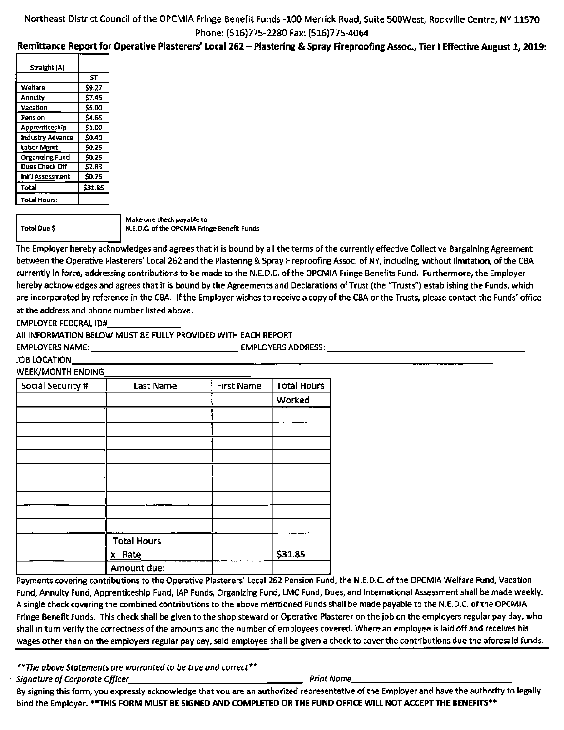Northeast District Council of the OPCMIA Fringe Benefit Funds -100 Merrick Road, Suite 500West, Rockville Centre, NY 11570
Phone: (516)775-2280 Fax: (516)775-4064

**Remittance Report for Operative Plasterers' Local 262 – Plastering & Spray Fireproofing Assoc., Tier I Effective August 1, 2019:**

| Straight (A) | |
|---|---|
| | ST |
| Welfare | $9.27 |
| Annuity | $7.45 |
| Vacation | $5.00 |
| Pension | $4.65 |
| Apprenticeship | $1.00 |
| Industry Advance | $0.40 |
| Labor Mgmt. | $0.25 |
| Organizing Fund | $0.25 |
| Dues Check Off | $2.83 |
| Int'l Assessment | $0.75 |
| Total | $31.85 |
| Total Hours: | |

| Total Due $ | |
|---|---|

Make one check payable to
N.E.D.C. of the OPCMIA Fringe Benefit Funds

The Employer hereby acknowledges and agrees that it is bound by all the terms of the currently effective Collective Bargaining Agreement between the Operative Plasterers' Local 262 and the Plastering & Spray Fireproofing Assoc. of NY, including, without limitation, of the CBA currently in force, addressing contributions to be made to the N.E.D.C. of the OPCMIA Fringe Benefits Fund. Furthermore, the Employer hereby acknowledges and agrees that it is bound by the Agreements and Declarations of Trust (the "Trusts") establishing the Funds, which are incorporated by reference in the CBA. If the Employer wishes to receive a copy of the CBA or the Trusts, please contact the Funds' office at the address and phone number listed above.

EMPLOYER FEDERAL ID#_______________

All INFORMATION BELOW MUST BE FULLY PROVIDED WITH EACH REPORT

EMPLOYERS NAME: ______________________________ EMPLOYERS ADDRESS: ______________________________

JOB LOCATION______________________________________________________________

WEEK/MONTH ENDING______________________________

| Social Security # | Last Name | First Name | Total Hours Worked |
|---|---|---|---|
| | | | |
| | | | |
| | | | |
| | | | |
| | | | |
| | | | |
| | | | |
| | | | |
| | | | |
| | Total Hours | | |
| | x Rate | | $31.85 |
| | Amount due: | | |

Payments covering contributions to the Operative Plasterers' Local 262 Pension Fund, the N.E.D.C. of the OPCMIA Welfare Fund, Vacation Fund, Annuity Fund, Apprenticeship Fund, IAP Funds, Organizing Fund, LMC Fund, Dues, and International Assessment shall be made weekly. A single check covering the combined contributions to the above mentioned Funds shall be made payable to the N.E.D.C. of the OPCMIA Fringe Benefit Funds. This check shall be given to the shop steward or Operative Plasterer on the job on the employers regular pay day, who shall in turn verify the correctness of the amounts and the number of employees covered. Where an employee is laid off and receives his wages other than on the employers regular pay day, said employee shall be given a check to cover the contributions due the aforesaid funds.

***\*\*The above Statements are warranted to be true and correct\*\****

*Signature of Corporate Officer*______________________________ *Print Name*______________________________

By signing this form, you expressly acknowledge that you are an authorized representative of the Employer and have the authority to legally bind the Employer. **\*\*THIS FORM MUST BE SIGNED AND COMPLETED OR THE FUND OFFICE WILL NOT ACCEPT THE BENEFITS\*\***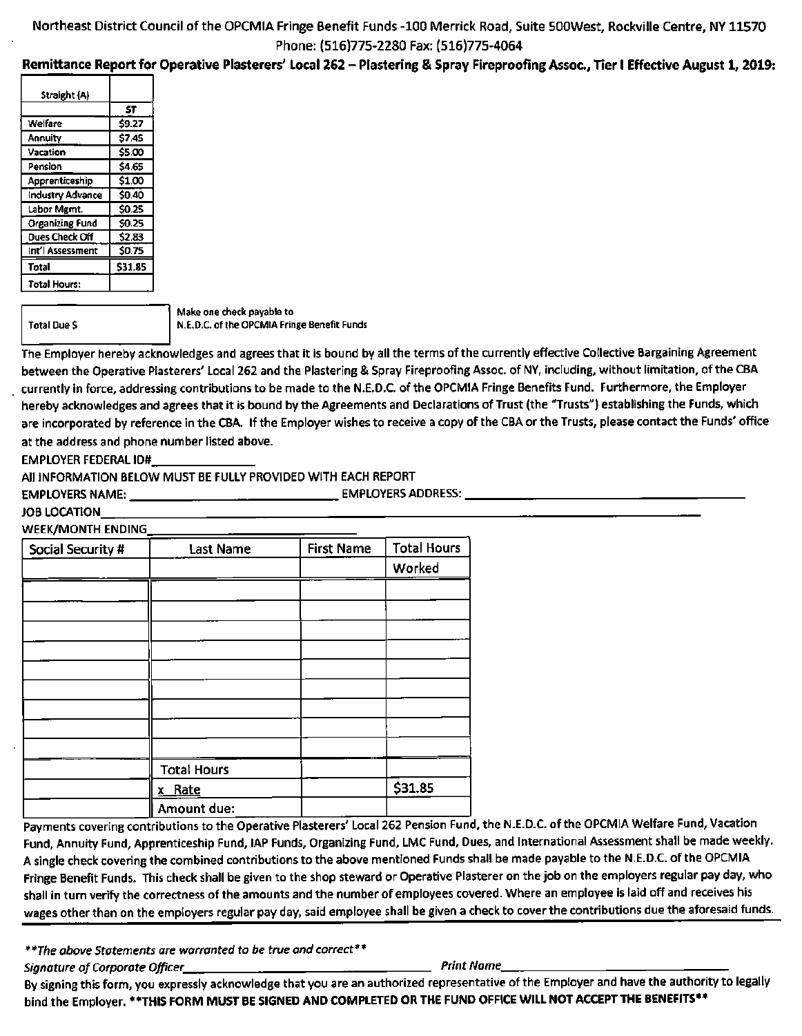Northeast District Council of the OPCMIA Fringe Benefit Funds -100 Merrick Road, Suite 500West, Rockville Centre, NY 11570
Phone: (516)775-2280 Fax: (516)775-4064

**Remittance Report for Operative Plasterers' Local 262 – Plastering & Spray Fireproofing Assoc., Tier I Effective August 1, 2019:**

| Straight (A) | |
|---|---|
| | ST |
| Welfare | $9.27 |
| Annuity | $7.45 |
| Vacation | $5.00 |
| Pension | $4.65 |
| Apprenticeship | $1.00 |
| Industry Advance | $0.40 |
| Labor Mgmt. | $0.25 |
| Organizing Fund | $0.25 |
| Dues Check Off | $2.83 |
| Int'l Assessment | $0.75 |
| Total | $31.85 |
| Total Hours: | |

Total Due $

Make one check payable to
N.E.D.C. of the OPCMIA Fringe Benefit Funds

The Employer hereby acknowledges and agrees that it is bound by all the terms of the currently effective Collective Bargaining Agreement between the Operative Plasterers' Local 262 and the Plastering & Spray Fireproofing Assoc. of NY, including, without limitation, of the CBA currently in force, addressing contributions to be made to the N.E.D.C. of the OPCMIA Fringe Benefits Fund. Furthermore, the Employer hereby acknowledges and agrees that it is bound by the Agreements and Declarations of Trust (the "Trusts") establishing the Funds, which are incorporated by reference in the CBA. If the Employer wishes to receive a copy of the CBA or the Trusts, please contact the Funds' office at the address and phone number listed above.

EMPLOYER FEDERAL ID#_______________

All INFORMATION BELOW MUST BE FULLY PROVIDED WITH EACH REPORT

EMPLOYERS NAME: ______________________________ EMPLOYERS ADDRESS: ______________________________________

JOB LOCATION______________________________________________________________________________

WEEK/MONTH ENDING______________________________

| Social Security # | Last Name | First Name | Total Hours Worked |
|---|---|---|---|
| | | | |
| | | | |
| | | | |
| | | | |
| | | | |
| | | | |
| | | | |
| | | | |
| | | | |
| | Total Hours | | |
| | x Rate | | $31.85 |
| | Amount due: | | |

Payments covering contributions to the Operative Plasterers' Local 262 Pension Fund, the N.E.D.C. of the OPCMIA Welfare Fund, Vacation Fund, Annuity Fund, Apprenticeship Fund, IAP Funds, Organizing Fund, LMC Fund, Dues, and International Assessment shall be made weekly. A single check covering the combined contributions to the above mentioned Funds shall be made payable to the N.E.D.C. of the OPCMIA Fringe Benefit Funds. This check shall be given to the shop steward or Operative Plasterer on the job on the employers regular pay day, who shall in turn verify the correctness of the amounts and the number of employees covered. Where an employee is laid off and receives his wages other than on the employers regular pay day, said employee shall be given a check to cover the contributions due the aforesaid funds.

*\*\*The above Statements are warranted to be true and correct\*\**

*Signature of Corporate Officer*______________________________ *Print Name*______________________________

By signing this form, you expressly acknowledge that you are an authorized representative of the Employer and have the authority to legally bind the Employer. **\*\*THIS FORM MUST BE SIGNED AND COMPLETED OR THE FUND OFFICE WILL NOT ACCEPT THE BENEFITS\*\***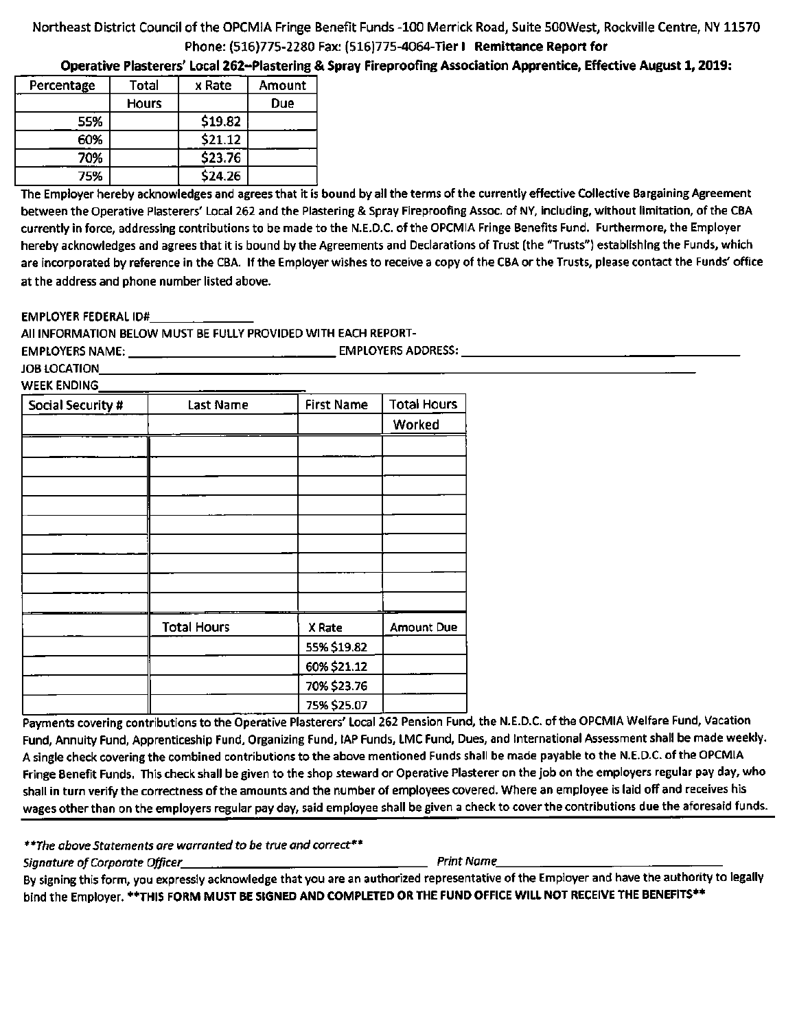Northeast District Council of the OPCMIA Fringe Benefit Funds -100 Merrick Road, Suite 500West, Rockville Centre, NY 11570
Phone: (516)775-2280 Fax: (516)775-4064-**Tier I Remittance Report for**

**Operative Plasterers' Local 262–Plastering & Spray Fireproofing Association Apprentice, Effective August 1, 2019:**

| Percentage | Total Hours | x Rate | Amount Due |
|---|---|---|---|
| 55% | | $19.82 | |
| 60% | | $21.12 | |
| 70% | | $23.76 | |
| 75% | | $24.26 | |

The Employer hereby acknowledges and agrees that it is bound by all the terms of the currently effective Collective Bargaining Agreement between the Operative Plasterers' Local 262 and the Plastering & Spray Fireproofing Assoc. of NY, including, without limitation, of the CBA currently in force, addressing contributions to be made to the N.E.D.C. of the OPCMIA Fringe Benefits Fund. Furthermore, the Employer hereby acknowledges and agrees that it is bound by the Agreements and Declarations of Trust (the "Trusts") establishing the Funds, which are incorporated by reference in the CBA. If the Employer wishes to receive a copy of the CBA or the Trusts, please contact the Funds' office at the address and phone number listed above.

EMPLOYER FEDERAL ID#_______________

All INFORMATION BELOW MUST BE FULLY PROVIDED WITH EACH REPORT-

EMPLOYERS NAME: ______________________________ EMPLOYERS ADDRESS: ______________________________

JOB LOCATION______________________________________________________________________

WEEK ENDING______________________________

| Social Security # | Last Name | First Name | Total Hours Worked |
|---|---|---|---|
| | | | |
| | | | |
| | | | |
| | | | |
| | | | |
| | | | |
| | | | |
| | | | |
| | | | |
| | Total Hours | X Rate | Amount Due |
| | | 55% $19.82 | |
| | | 60% $21.12 | |
| | | 70% $23.76 | |
| | | 75% $25.07 | |

Payments covering contributions to the Operative Plasterers' Local 262 Pension Fund, the N.E.D.C. of the OPCMIA Welfare Fund, Vacation Fund, Annuity Fund, Apprenticeship Fund, Organizing Fund, IAP Funds, LMC Fund, Dues, and International Assessment shall be made weekly. A single check covering the combined contributions to the above mentioned Funds shall be made payable to the N.E.D.C. of the OPCMIA Fringe Benefit Funds. This check shall be given to the shop steward or Operative Plasterer on the job on the employers regular pay day, who shall in turn verify the correctness of the amounts and the number of employees covered. Where an employee is laid off and receives his wages other than on the employers regular pay day, said employee shall be given a check to cover the contributions due the aforesaid funds.

*\*\*The above Statements are warranted to be true and correct\*\**

*Signature of Corporate Officer*______________________________ *Print Name*______________________________

By signing this form, you expressly acknowledge that you are an authorized representative of the Employer and have the authority to legally bind the Employer. **\*\*THIS FORM MUST BE SIGNED AND COMPLETED OR THE FUND OFFICE WILL NOT RECEIVE THE BENEFITS\*\***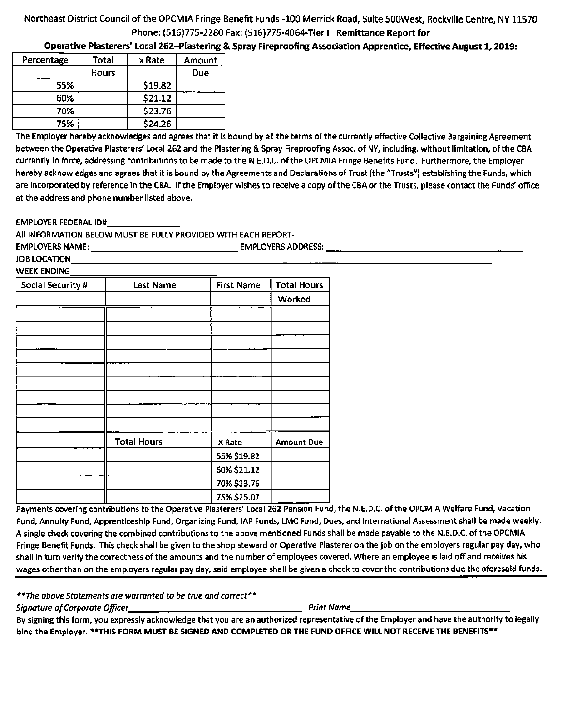Northeast District Council of the OPCMIA Fringe Benefit Funds -100 Merrick Road, Suite 500West, Rockville Centre, NY 11570
Phone: (516)775-2280 Fax: (516)775-4064-**Tier I Remittance Report for**

**Operative Plasterers' Local 262–Plastering & Spray Fireproofing Association Apprentice, Effective August 1, 2019:**

| Percentage | Total Hours | x Rate | Amount Due |
|---|---|---|---|
| 55% | | $19.82 | |
| 60% | | $21.12 | |
| 70% | | $23.76 | |
| 75% | | $24.26 | |

The Employer hereby acknowledges and agrees that it is bound by all the terms of the currently effective Collective Bargaining Agreement between the Operative Plasterers' Local 262 and the Plastering & Spray Fireproofing Assoc. of NY, including, without limitation, of the CBA currently in force, addressing contributions to be made to the N.E.D.C. of the OPCMIA Fringe Benefits Fund. Furthermore, the Employer hereby acknowledges and agrees that it is bound by the Agreements and Declarations of Trust (the "Trusts") establishing the Funds, which are incorporated by reference in the CBA. If the Employer wishes to receive a copy of the CBA or the Trusts, please contact the Funds' office at the address and phone number listed above.

EMPLOYER FEDERAL ID#\_\_\_\_\_\_\_\_\_\_\_\_\_\_

All INFORMATION BELOW MUST BE FULLY PROVIDED WITH EACH REPORT-

EMPLOYERS NAME: \_\_\_\_\_\_\_\_\_\_\_\_\_\_\_\_\_\_\_\_\_\_\_\_ EMPLOYERS ADDRESS: \_\_\_\_\_\_\_\_\_\_\_\_\_\_\_\_\_\_\_\_\_\_\_\_

JOB LOCATION\_\_\_\_\_\_\_\_\_\_\_\_\_\_\_\_\_\_\_\_\_\_\_\_\_\_\_\_\_\_\_\_\_\_\_\_\_\_\_\_

WEEK ENDING\_\_\_\_\_\_\_\_\_\_\_\_\_\_\_\_\_\_\_\_\_\_

| Social Security # | Last Name | First Name | Total Hours Worked |
|---|---|---|---|
| | | | |
| | | | |
| | | | |
| | | | |
| | | | |
| | | | |
| | | | |
| | | | |
| | | | |
| | Total Hours | X Rate | Amount Due |
| | | 55% $19.82 | |
| | | 60% $21.12 | |
| | | 70% $23.76 | |
| | | 75% $25.07 | |

Payments covering contributions to the Operative Plasterers' Local 262 Pension Fund, the N.E.D.C. of the OPCMIA Welfare Fund, Vacation Fund, Annuity Fund, Apprenticeship Fund, Organizing Fund, IAP Funds, LMC Fund, Dues, and International Assessment shall be made weekly. A single check covering the combined contributions to the above mentioned Funds shall be made payable to the N.E.D.C. of the OPCMIA Fringe Benefit Funds. This check shall be given to the shop steward or Operative Plasterer on the job on the employers regular pay day, who shall in turn verify the correctness of the amounts and the number of employees covered. Where an employee is laid off and receives his wages other than on the employers regular pay day, said employee shall be given a check to cover the contributions due the aforesaid funds.

*\*\*The above Statements are warranted to be true and correct\*\**

*Signature of Corporate Officer*\_\_\_\_\_\_\_\_\_\_\_\_\_\_\_\_\_\_\_\_\_\_\_\_ *Print Name*\_\_\_\_\_\_\_\_\_\_\_\_\_\_\_\_\_\_\_\_\_\_\_\_

By signing this form, you expressly acknowledge that you are an authorized representative of the Employer and have the authority to legally bind the Employer. **\*\*THIS FORM MUST BE SIGNED AND COMPLETED OR THE FUND OFFICE WILL NOT RECEIVE THE BENEFITS\*\***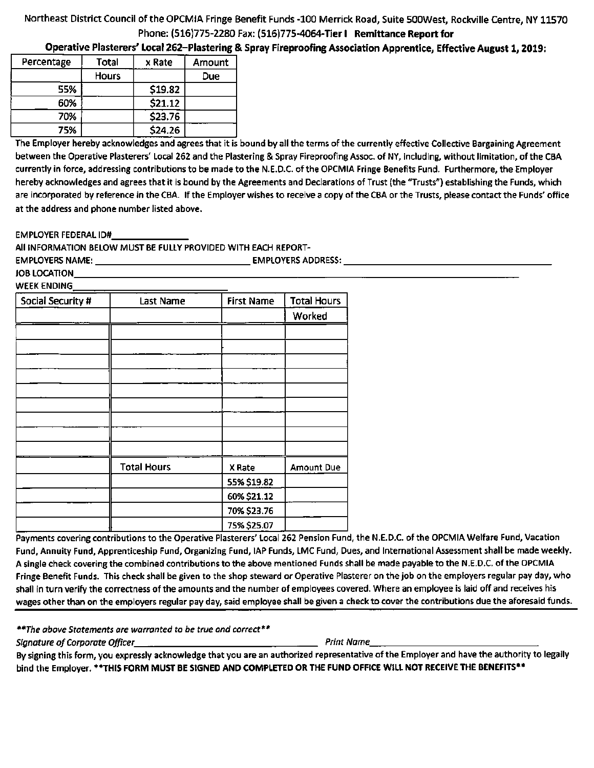Northeast District Council of the OPCMIA Fringe Benefit Funds -100 Merrick Road, Suite 500West, Rockville Centre, NY 11570
Phone: (516)775-2280 Fax: (516)775-4064-**Tier I Remittance Report for**

**Operative Plasterers' Local 262–Plastering & Spray Fireproofing Association Apprentice, Effective August 1, 2019:**

| Percentage | Total Hours | x Rate | Amount Due |
|---|---|---|---|
| 55% | | $19.82 | |
| 60% | | $21.12 | |
| 70% | | $23.76 | |
| 75% | | $24.26 | |

The Employer hereby acknowledges and agrees that it is bound by all the terms of the currently effective Collective Bargaining Agreement between the Operative Plasterers' Local 262 and the Plastering & Spray Fireproofing Assoc. of NY, including, without limitation, of the CBA currently in force, addressing contributions to be made to the N.E.D.C. of the OPCMIA Fringe Benefits Fund. Furthermore, the Employer hereby acknowledges and agrees that it is bound by the Agreements and Declarations of Trust (the "Trusts") establishing the Funds, which are incorporated by reference in the CBA. If the Employer wishes to receive a copy of the CBA or the Trusts, please contact the Funds' office at the address and phone number listed above.

EMPLOYER FEDERAL ID#\_\_\_\_\_\_\_\_\_\_\_\_\_\_

All INFORMATION BELOW MUST BE FULLY PROVIDED WITH EACH REPORT-

EMPLOYERS NAME: \_\_\_\_\_\_\_\_\_\_\_\_\_\_\_\_\_\_\_\_\_\_\_\_\_\_\_\_ EMPLOYERS ADDRESS: \_\_\_\_\_\_\_\_\_\_\_\_\_\_\_\_\_\_\_\_\_\_\_\_\_\_\_\_

JOB LOCATION\_\_\_\_\_\_\_\_\_\_\_\_\_\_\_\_\_\_\_\_\_\_\_\_\_\_\_\_\_\_\_\_\_\_\_\_\_\_\_\_\_\_\_\_\_\_\_\_

WEEK ENDING\_\_\_\_\_\_\_\_\_\_\_\_\_\_\_\_\_\_\_\_\_\_\_\_\_\_

| Social Security # | Last Name | First Name | Total Hours Worked |
|---|---|---|---|
| | | | |
| | | | |
| | | | |
| | | | |
| | | | |
| | | | |
| | | | |
| | | | |
| | | | |
| | Total Hours | X Rate | Amount Due |
| | | 55% $19.82 | |
| | | 60% $21.12 | |
| | | 70% $23.76 | |
| | | 75% $25.07 | |

Payments covering contributions to the Operative Plasterers' Local 262 Pension Fund, the N.E.D.C. of the OPCMIA Welfare Fund, Vacation Fund, Annuity Fund, Apprenticeship Fund, Organizing Fund, IAP Funds, LMC Fund, Dues, and International Assessment shall be made weekly. A single check covering the combined contributions to the above mentioned Funds shall be made payable to the N.E.D.C. of the OPCMIA Fringe Benefit Funds. This check shall be given to the shop steward or Operative Plasterer on the job on the employers regular pay day, who shall in turn verify the correctness of the amounts and the number of employees covered. Where an employee is laid off and receives his wages other than on the employers regular pay day, said employee shall be given a check to cover the contributions due the aforesaid funds.

*\*\*The above Statements are warranted to be true and correct\*\**

*Signature of Corporate Officer*\_\_\_\_\_\_\_\_\_\_\_\_\_\_\_\_\_\_\_\_\_\_\_\_\_\_\_\_ *Print Name*\_\_\_\_\_\_\_\_\_\_\_\_\_\_\_\_\_\_\_\_\_\_\_\_\_\_\_\_

By signing this form, you expressly acknowledge that you are an authorized representative of the Employer and have the authority to legally bind the Employer. **\*\*THIS FORM MUST BE SIGNED AND COMPLETED OR THE FUND OFFICE WILL NOT RECEIVE THE BENEFITS\*\***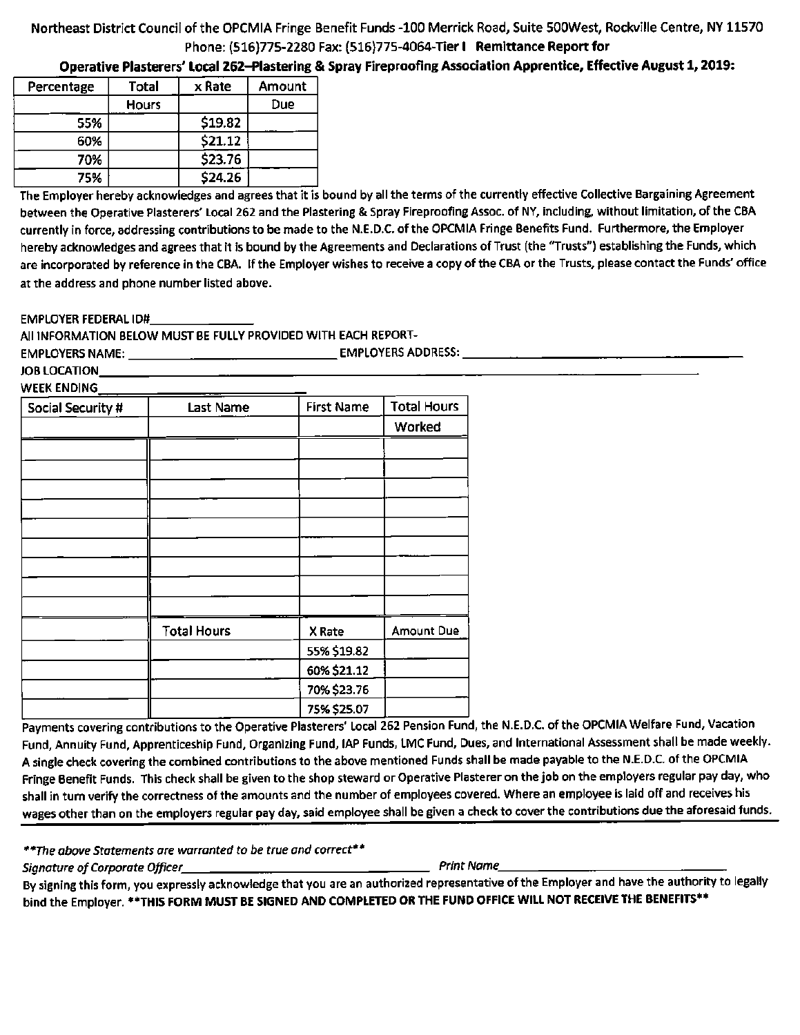Northeast District Council of the OPCMIA Fringe Benefit Funds -100 Merrick Road, Suite 500West, Rockville Centre, NY 11570
Phone: (516)775-2280 Fax: (516)775-4064-**Tier I Remittance Report for**

**Operative Plasterers' Local 262–Plastering & Spray Fireproofing Association Apprentice, Effective August 1, 2019:**

| Percentage | Total Hours | x Rate | Amount Due |
|---|---|---|---|
| 55% | | $19.82 | |
| 60% | | $21.12 | |
| 70% | | $23.76 | |
| 75% | | $24.26 | |

The Employer hereby acknowledges and agrees that it is bound by all the terms of the currently effective Collective Bargaining Agreement between the Operative Plasterers' Local 262 and the Plastering & Spray Fireproofing Assoc. of NY, including, without limitation, of the CBA currently in force, addressing contributions to be made to the N.E.D.C. of the OPCMIA Fringe Benefits Fund. Furthermore, the Employer hereby acknowledges and agrees that it is bound by the Agreements and Declarations of Trust (the "Trusts") establishing the Funds, which are incorporated by reference in the CBA. If the Employer wishes to receive a copy of the CBA or the Trusts, please contact the Funds' office at the address and phone number listed above.

EMPLOYER FEDERAL ID#______________

All INFORMATION BELOW MUST BE FULLY PROVIDED WITH EACH REPORT-

EMPLOYERS NAME: ____________________________ EMPLOYERS ADDRESS: ________________________________________

JOB LOCATION________________________________________________________________________________

WEEK ENDING____________________

| Social Security # | Last Name | First Name | Total Hours Worked |
|---|---|---|---|
| | | | |
| | | | |
| | | | |
| | | | |
| | | | |
| | | | |
| | | | |
| | | | |
| | | | |
| | Total Hours | X Rate | Amount Due |
| | | 55% $19.82 | |
| | | 60% $21.12 | |
| | | 70% $23.76 | |
| | | 75% $25.07 | |

Payments covering contributions to the Operative Plasterers' Local 262 Pension Fund, the N.E.D.C. of the OPCMIA Welfare Fund, Vacation Fund, Annuity Fund, Apprenticeship Fund, Organizing Fund, IAP Funds, LMC Fund, Dues, and International Assessment shall be made weekly. A single check covering the combined contributions to the above mentioned Funds shall be made payable to the N.E.D.C. of the OPCMIA Fringe Benefit Funds. This check shall be given to the shop steward or Operative Plasterer on the job on the employers regular pay day, who shall in turn verify the correctness of the amounts and the number of employees covered. Where an employee is laid off and receives his wages other than on the employers regular pay day, said employee shall be given a check to cover the contributions due the aforesaid funds.

*\*\*The above Statements are warranted to be true and correct\*\**

*Signature of Corporate Officer*________________________________ *Print Name*____________________________

By signing this form, you expressly acknowledge that you are an authorized representative of the Employer and have the authority to legally bind the Employer. **\*\*THIS FORM MUST BE SIGNED AND COMPLETED OR THE FUND OFFICE WILL NOT RECEIVE THE BENEFITS\*\***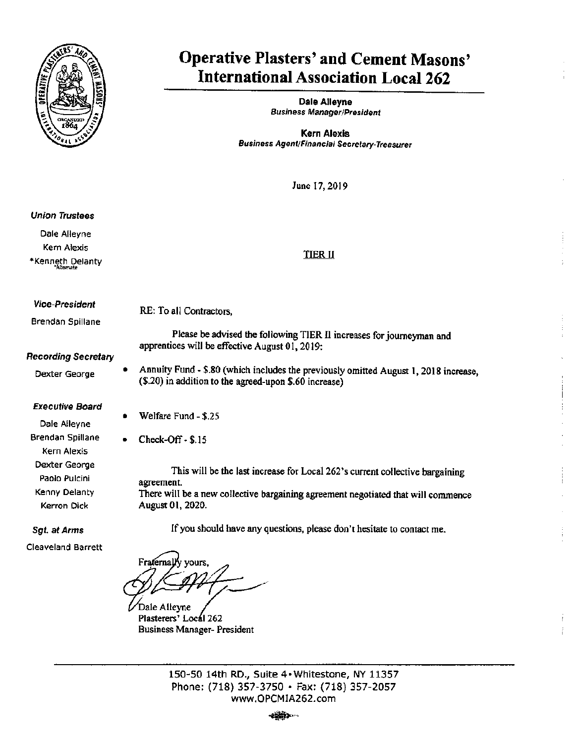# Operative Plasters' and Cement Masons' International Association Local 262

**Dale Alleyne**
*Business Manager/President*

**Kern Alexis**
*Business Agent/Financial Secretary-Treasurer*

June 17, 2019

***Union Trustees***

Dale Alleyne
Kern Alexis
*Kenneth Delanty
*Alternate

***Vice-President***

Brendan Spillane

***Recording Secretary***

Dexter George

***Executive Board***

Dale Alleyne
Brendan Spillane
Kern Alexis
Dexter George
Paolo Pulcini
Kenny Delanty
Kerron Dick

***Sgt. at Arms***

Cleaveland Barrett

TIER II

RE: To all Contractors,

Please be advised the following TIER II increases for journeyman and apprentices will be effective August 01, 2019:

- Annuity Fund - $.80 (which includes the previously omitted August 1, 2018 increase, ($.20) in addition to the agreed-upon $.60 increase)
- Welfare Fund - $.25
- Check-Off - $.15

This will be the last increase for Local 262's current collective bargaining agreement.
There will be a new collective bargaining agreement negotiated that will commence August 01, 2020.

If you should have any questions, please don't hesitate to contact me.

Fraternally yours,

Dale Alleyne
Plasterers' Local 262
Business Manager- President

150-50 14th RD., Suite 4 • Whitestone, NY 11357
Phone: (718) 357-3750 • Fax: (718) 357-2057
www.OPCMIA262.com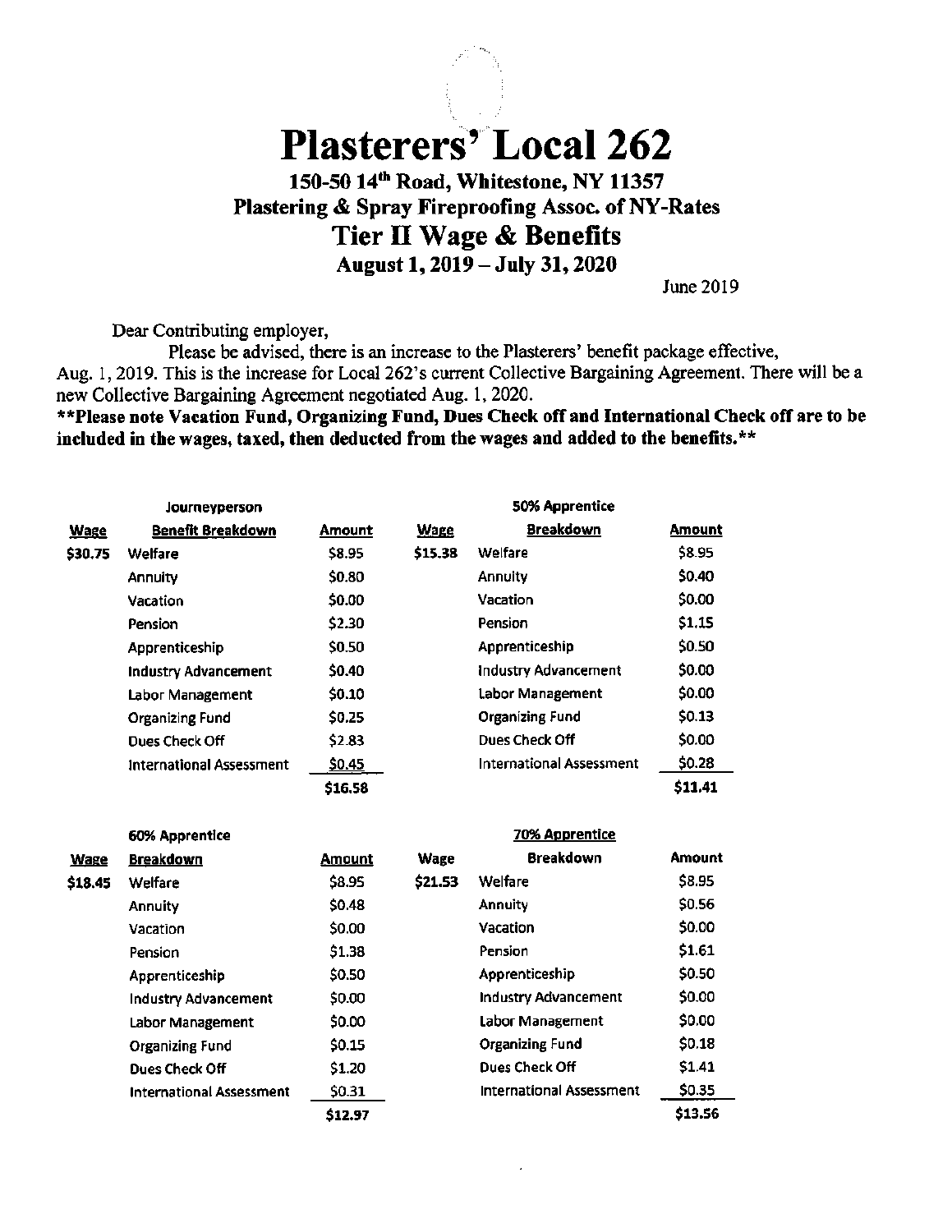# Plasterers' Local 262

## 150-50 14th Road, Whitestone, NY 11357

## Plastering & Spray Fireproofing Assoc. of NY-Rates

## Tier II Wage & Benefits

## August 1, 2019 – July 31, 2020

June 2019

Dear Contributing employer,

Please be advised, there is an increase to the Plasterers' benefit package effective, Aug. 1, 2019. This is the increase for Local 262's current Collective Bargaining Agreement. There will be a new Collective Bargaining Agreement negotiated Aug. 1, 2020.

**\*\*Please note Vacation Fund, Organizing Fund, Dues Check off and International Check off are to be included in the wages, taxed, then deducted from the wages and added to the benefits.\*\***

| | Journeyperson | | | 50% Apprentice | |
|---|---|---|---|---|---|
| **Wage** | **Benefit Breakdown** | **Amount** | **Wage** | **Breakdown** | **Amount** |
| $30.75 | Welfare | $8.95 | $15.38 | Welfare | $8.95 |
| | Annuity | $0.80 | | Annuity | $0.40 |
| | Vacation | $0.00 | | Vacation | $0.00 |
| | Pension | $2.30 | | Pension | $1.15 |
| | Apprenticeship | $0.50 | | Apprenticeship | $0.50 |
| | Industry Advancement | $0.40 | | Industry Advancement | $0.00 |
| | Labor Management | $0.10 | | Labor Management | $0.00 |
| | Organizing Fund | $0.25 | | Organizing Fund | $0.13 |
| | Dues Check Off | $2.83 | | Dues Check Off | $0.00 |
| | International Assessment | $0.45 | | International Assessment | $0.28 |
| | | $16.58 | | | $11.41 |

| | 60% Apprentice | | | 70% Apprentice | |
|---|---|---|---|---|---|
| **Wage** | **Breakdown** | **Amount** | **Wage** | **Breakdown** | **Amount** |
| $18.45 | Welfare | $8.95 | $21.53 | Welfare | $8.95 |
| | Annuity | $0.48 | | Annuity | $0.56 |
| | Vacation | $0.00 | | Vacation | $0.00 |
| | Pension | $1.38 | | Pension | $1.61 |
| | Apprenticeship | $0.50 | | Apprenticeship | $0.50 |
| | Industry Advancement | $0.00 | | Industry Advancement | $0.00 |
| | Labor Management | $0.00 | | Labor Management | $0.00 |
| | Organizing Fund | $0.15 | | Organizing Fund | $0.18 |
| | Dues Check Off | $1.20 | | Dues Check Off | $1.41 |
| | International Assessment | $0.31 | | International Assessment | $0.35 |
| | | $12.97 | | | $13.56 |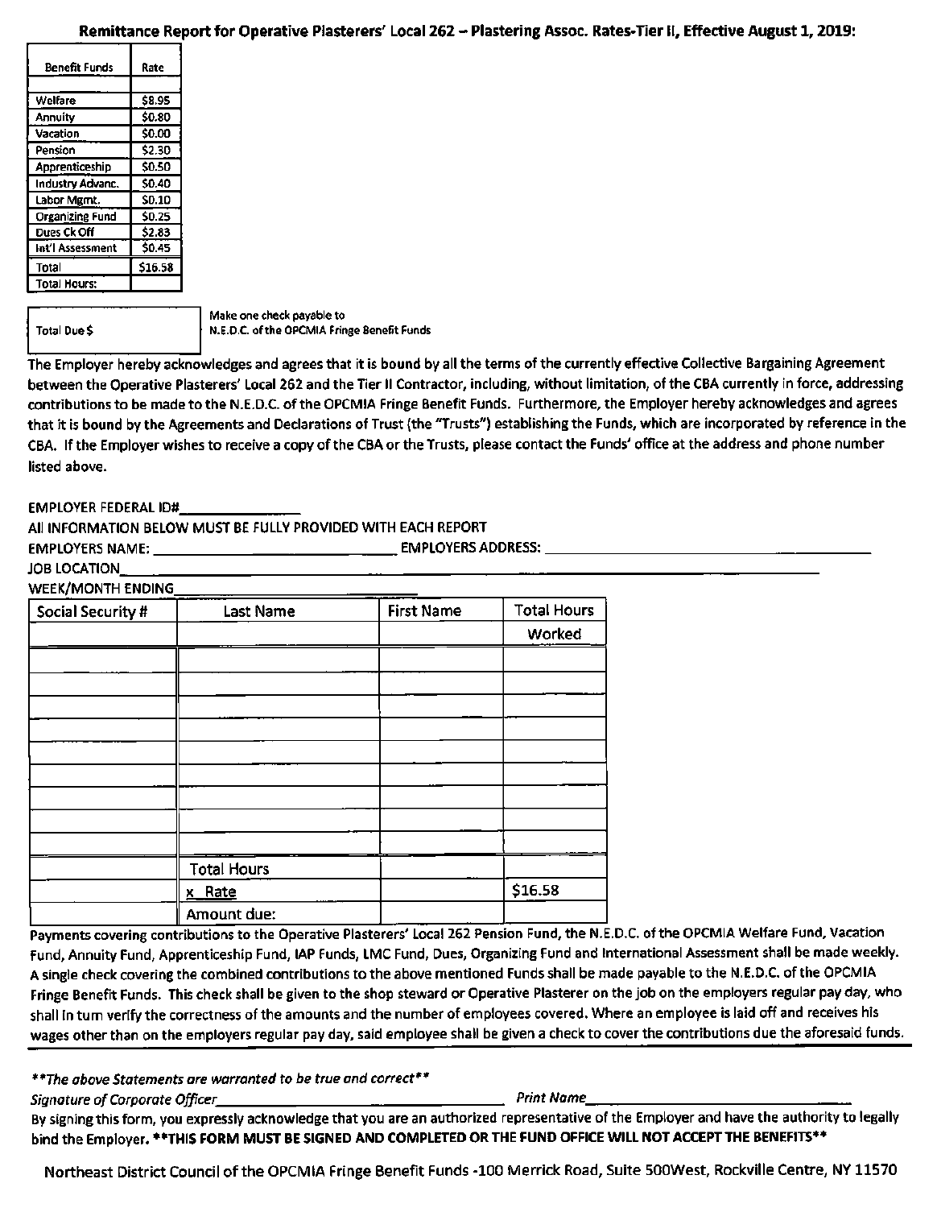**Remittance Report for Operative Plasterers' Local 262 – Plastering Assoc. Rates-Tier II, Effective August 1, 2019:**

| Benefit Funds | Rate |
|---|---|
| | |
| Welfare | $8.95 |
| Annuity | $0.80 |
| Vacation | $0.00 |
| Pension | $2.30 |
| Apprenticeship | $0.50 |
| Industry Advanc. | $0.40 |
| Labor Mgmt. | $0.10 |
| Organizing Fund | $0.25 |
| Dues Ck Off | $2.83 |
| Int'l Assessment | $0.45 |
| Total | $16.58 |
| Total Hours: | |

| Total Due $ | |
|---|---|

Make one check payable to
N.E.D.C. of the OPCMIA Fringe Benefit Funds

The Employer hereby acknowledges and agrees that it is bound by all the terms of the currently effective Collective Bargaining Agreement between the Operative Plasterers' Local 262 and the Tier II Contractor, including, without limitation, of the CBA currently in force, addressing contributions to be made to the N.E.D.C. of the OPCMIA Fringe Benefit Funds. Furthermore, the Employer hereby acknowledges and agrees that it is bound by the Agreements and Declarations of Trust (the "Trusts") establishing the Funds, which are incorporated by reference in the CBA. If the Employer wishes to receive a copy of the CBA or the Trusts, please contact the Funds' office at the address and phone number listed above.

EMPLOYER FEDERAL ID#______________

All INFORMATION BELOW MUST BE FULLY PROVIDED WITH EACH REPORT

EMPLOYERS NAME: ______________________________ EMPLOYERS ADDRESS: ________________________________________

JOB LOCATION________________________________________________________________________________

WEEK/MONTH ENDING______________________________

| Social Security # | Last Name | First Name | Total Hours Worked |
|---|---|---|---|
| | | | |
| | | | |
| | | | |
| | | | |
| | | | |
| | | | |
| | | | |
| | | | |
| | | | |
| | Total Hours | | |
| | x Rate | | $16.58 |
| | Amount due: | | |

Payments covering contributions to the Operative Plasterers' Local 262 Pension Fund, the N.E.D.C. of the OPCMIA Welfare Fund, Vacation Fund, Annuity Fund, Apprenticeship Fund, IAP Funds, LMC Fund, Dues, Organizing Fund and International Assessment shall be made weekly. A single check covering the combined contributions to the above mentioned Funds shall be made payable to the N.E.D.C. of the OPCMIA Fringe Benefit Funds. This check shall be given to the shop steward or Operative Plasterer on the job on the employers regular pay day, who shall in turn verify the correctness of the amounts and the number of employees covered. Where an employee is laid off and receives his wages other than on the employers regular pay day, said employee shall be given a check to cover the contributions due the aforesaid funds.

---

***The above Statements are warranted to be true and correct***

*Signature of Corporate Officer*________________________________ *Print Name*________________________________

By signing this form, you expressly acknowledge that you are an authorized representative of the Employer and have the authority to legally bind the Employer. **\*\*THIS FORM MUST BE SIGNED AND COMPLETED OR THE FUND OFFICE WILL NOT ACCEPT THE BENEFITS\*\***

Northeast District Council of the OPCMIA Fringe Benefit Funds -100 Merrick Road, Suite 500West, Rockville Centre, NY 11570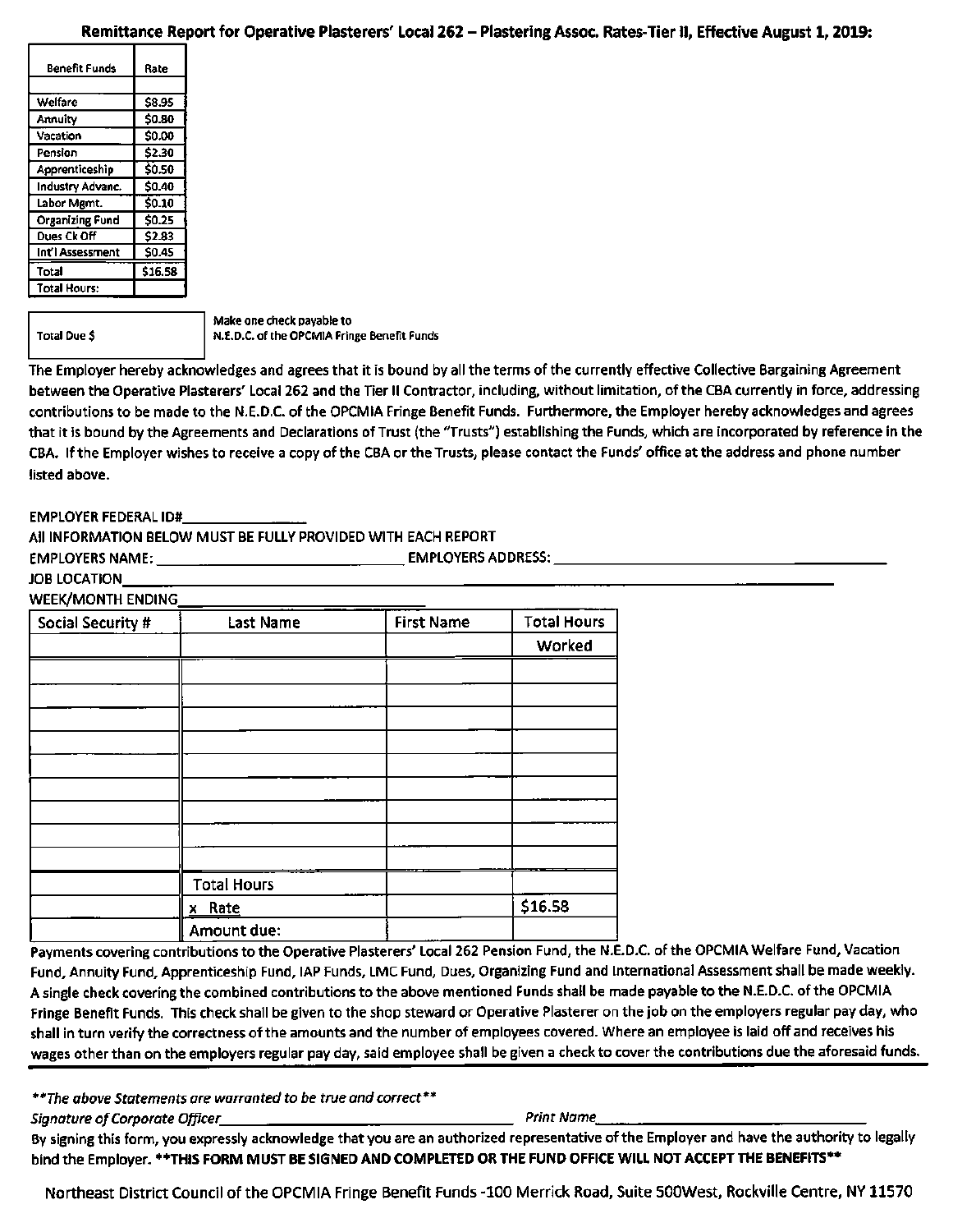**Remittance Report for Operative Plasterers' Local 262 – Plastering Assoc. Rates-Tier II, Effective August 1, 2019:**

| Benefit Funds | Rate |
|---|---|
| | |
| Welfare | $8.95 |
| Annuity | $0.80 |
| Vacation | $0.00 |
| Pension | $2.30 |
| Apprenticeship | $0.50 |
| Industry Advanc. | $0.40 |
| Labor Mgmt. | $0.10 |
| Organizing Fund | $0.25 |
| Dues Ck Off | $2.83 |
| Int'l Assessment | $0.45 |
| Total | $16.58 |
| Total Hours: | |

| Total Due $ | |
|---|---|

Make one check payable to
N.E.D.C. of the OPCMIA Fringe Benefit Funds

The Employer hereby acknowledges and agrees that it is bound by all the terms of the currently effective Collective Bargaining Agreement between the Operative Plasterers' Local 262 and the Tier II Contractor, including, without limitation, of the CBA currently in force, addressing contributions to be made to the N.E.D.C. of the OPCMIA Fringe Benefit Funds. Furthermore, the Employer hereby acknowledges and agrees that it is bound by the Agreements and Declarations of Trust (the "Trusts") establishing the Funds, which are incorporated by reference in the CBA. If the Employer wishes to receive a copy of the CBA or the Trusts, please contact the Funds' office at the address and phone number listed above.

EMPLOYER FEDERAL ID#_______________

All INFORMATION BELOW MUST BE FULLY PROVIDED WITH EACH REPORT

EMPLOYERS NAME: _______________________________ EMPLOYERS ADDRESS: _______________________________

JOB LOCATION_______________________________________________________________

WEEK/MONTH ENDING_______________________________

| Social Security # | Last Name | First Name | Total Hours Worked |
|---|---|---|---|
| | | | |
| | | | |
| | | | |
| | | | |
| | | | |
| | | | |
| | | | |
| | | | |
| | | | |
| | Total Hours | | |
| | x Rate | | $16.58 |
| | Amount due: | | |

Payments covering contributions to the Operative Plasterers' Local 262 Pension Fund, the N.E.D.C. of the OPCMIA Welfare Fund, Vacation Fund, Annuity Fund, Apprenticeship Fund, IAP Funds, LMC Fund, Dues, Organizing Fund and International Assessment shall be made weekly. A single check covering the combined contributions to the above mentioned Funds shall be made payable to the N.E.D.C. of the OPCMIA Fringe Benefit Funds. This check shall be given to the shop steward or Operative Plasterer on the job on the employers regular pay day, who shall in turn verify the correctness of the amounts and the number of employees covered. Where an employee is laid off and receives his wages other than on the employers regular pay day, said employee shall be given a check to cover the contributions due the aforesaid funds.

---

*\*\*The above Statements are warranted to be true and correct\*\**

*Signature of Corporate Officer*_______________________________ *Print Name*_______________________________

By signing this form, you expressly acknowledge that you are an authorized representative of the Employer and have the authority to legally bind the Employer. **\*\*THIS FORM MUST BE SIGNED AND COMPLETED OR THE FUND OFFICE WILL NOT ACCEPT THE BENEFITS\*\***

Northeast District Council of the OPCMIA Fringe Benefit Funds -100 Merrick Road, Suite 500West, Rockville Centre, NY 11570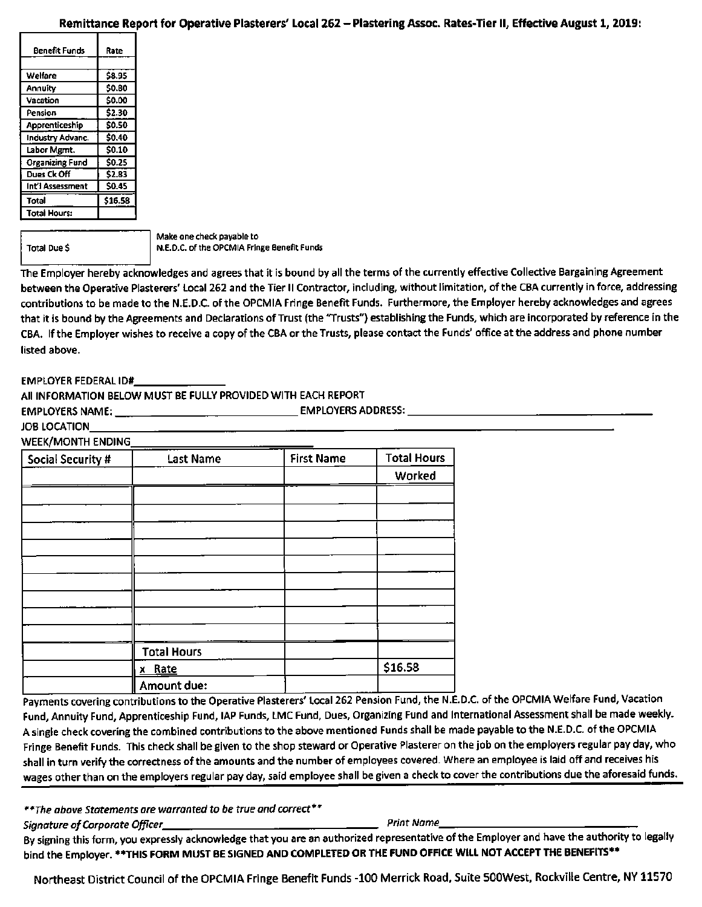## Remittance Report for Operative Plasterers' Local 262 – Plastering Assoc. Rates-Tier II, Effective August 1, 2019:

| Benefit Funds | Rate |
|---|---|
| | |
| Welfare | $8.95 |
| Annuity | $0.80 |
| Vacation | $0.00 |
| Pension | $2.30 |
| Apprenticeship | $0.50 |
| Industry Advanc. | $0.40 |
| Labor Mgmt. | $0.10 |
| Organizing Fund | $0.25 |
| Dues Ck Off | $2.83 |
| Int'l Assessment | $0.45 |
| Total | $16.58 |
| Total Hours: | |

| Total Due $ | |
|---|---|

Make one check payable to
N.E.D.C. of the OPCMIA Fringe Benefit Funds

The Employer hereby acknowledges and agrees that it is bound by all the terms of the currently effective Collective Bargaining Agreement between the Operative Plasterers' Local 262 and the Tier II Contractor, including, without limitation, of the CBA currently in force, addressing contributions to be made to the N.E.D.C. of the OPCMIA Fringe Benefit Funds. Furthermore, the Employer hereby acknowledges and agrees that it is bound by the Agreements and Declarations of Trust (the "Trusts") establishing the Funds, which are incorporated by reference in the CBA. If the Employer wishes to receive a copy of the CBA or the Trusts, please contact the Funds' office at the address and phone number listed above.

EMPLOYER FEDERAL ID#______________

All INFORMATION BELOW MUST BE FULLY PROVIDED WITH EACH REPORT

EMPLOYERS NAME: ______________________________ EMPLOYERS ADDRESS: ______________________________

JOB LOCATION______________________________

WEEK/MONTH ENDING______________________

| Social Security # | Last Name | First Name | Total Hours Worked |
|---|---|---|---|
| | | | |
| | | | |
| | | | |
| | | | |
| | | | |
| | | | |
| | | | |
| | | | |
| | | | |
| | | | |
| | Total Hours | | |
| | x Rate | | $16.58 |
| | Amount due: | | |

Payments covering contributions to the Operative Plasterers' Local 262 Pension Fund, the N.E.D.C. of the OPCMIA Welfare Fund, Vacation Fund, Annuity Fund, Apprenticeship Fund, IAP Funds, LMC Fund, Dues, Organizing Fund and International Assessment shall be made weekly. A single check covering the combined contributions to the above mentioned Funds shall be made payable to the N.E.D.C. of the OPCMIA Fringe Benefit Funds. This check shall be given to the shop steward or Operative Plasterer on the job on the employers regular pay day, who shall in turn verify the correctness of the amounts and the number of employees covered. Where an employee is laid off and receives his wages other than on the employers regular pay day, said employee shall be given a check to cover the contributions due the aforesaid funds.

*\*\*The above Statements are warranted to be true and correct\*\**

*Signature of Corporate Officer*______________________________ *Print Name*______________________________

By signing this form, you expressly acknowledge that you are an authorized representative of the Employer and have the authority to legally bind the Employer. **\*\*THIS FORM MUST BE SIGNED AND COMPLETED OR THE FUND OFFICE WILL NOT ACCEPT THE BENEFITS\*\***

Northeast District Council of the OPCMIA Fringe Benefit Funds -100 Merrick Road, Suite 500West, Rockville Centre, NY 11570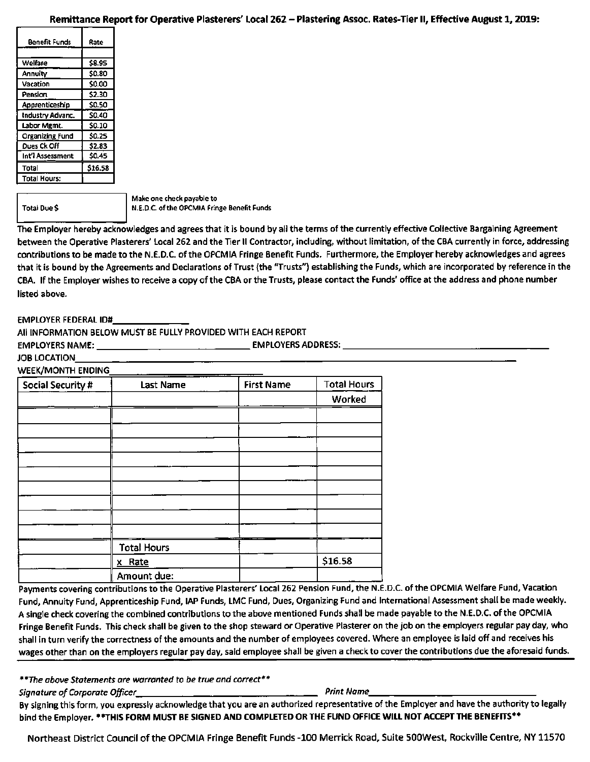**Remittance Report for Operative Plasterers' Local 262 – Plastering Assoc. Rates-Tier II, Effective August 1, 2019:**

| Benefit Funds | Rate |
|---|---|
| | |
| Welfare | $8.95 |
| Annuity | $0.80 |
| Vacation | $0.00 |
| Pension | $2.30 |
| Apprenticeship | $0.50 |
| Industry Advanc. | $0.40 |
| Labor Mgmt. | $0.10 |
| Organizing Fund | $0.25 |
| Dues Ck Off | $2.83 |
| Int'l Assessment | $0.45 |
| Total | $16.58 |
| Total Hours: | |

| Total Due $ | |
|---|---|

Make one check payable to
N.E.D.C. of the OPCMIA Fringe Benefit Funds

The Employer hereby acknowledges and agrees that it is bound by all the terms of the currently effective Collective Bargaining Agreement between the Operative Plasterers' Local 262 and the Tier II Contractor, including, without limitation, of the CBA currently in force, addressing contributions to be made to the N.E.D.C. of the OPCMIA Fringe Benefit Funds. Furthermore, the Employer hereby acknowledges and agrees that it is bound by the Agreements and Declarations of Trust (the "Trusts") establishing the Funds, which are incorporated by reference in the CBA. If the Employer wishes to receive a copy of the CBA or the Trusts, please contact the Funds' office at the address and phone number listed above.

EMPLOYER FEDERAL ID#_______________

All INFORMATION BELOW MUST BE FULLY PROVIDED WITH EACH REPORT

EMPLOYERS NAME: _______________________________ EMPLOYERS ADDRESS: _______________________________

JOB LOCATION_______________________________________________________________

WEEK/MONTH ENDING_______________________________

| Social Security # | Last Name | First Name | Total Hours Worked |
|---|---|---|---|
| | | | |
| | | | |
| | | | |
| | | | |
| | | | |
| | | | |
| | | | |
| | | | |
| | | | |
| | Total Hours | | |
| | x Rate | | $16.58 |
| | Amount due: | | |

Payments covering contributions to the Operative Plasterers' Local 262 Pension Fund, the N.E.D.C. of the OPCMIA Welfare Fund, Vacation Fund, Annuity Fund, Apprenticeship Fund, IAP Funds, LMC Fund, Dues, Organizing Fund and International Assessment shall be made weekly. A single check covering the combined contributions to the above mentioned Funds shall be made payable to the N.E.D.C. of the OPCMIA Fringe Benefit Funds. This check shall be given to the shop steward or Operative Plasterer on the job on the employers regular pay day, who shall in turn verify the correctness of the amounts and the number of employees covered. Where an employee is laid off and receives his wages other than on the employers regular pay day, said employee shall be given a check to cover the contributions due the aforesaid funds.

---

*\*\*The above Statements are warranted to be true and correct\*\**

*Signature of Corporate Officer*_______________________________ *Print Name*_______________________________

By signing this form, you expressly acknowledge that you are an authorized representative of the Employer and have the authority to legally bind the Employer. **\*\*THIS FORM MUST BE SIGNED AND COMPLETED OR THE FUND OFFICE WILL NOT ACCEPT THE BENEFITS\*\***

Northeast District Council of the OPCMIA Fringe Benefit Funds -100 Merrick Road, Suite 500West, Rockville Centre, NY 11570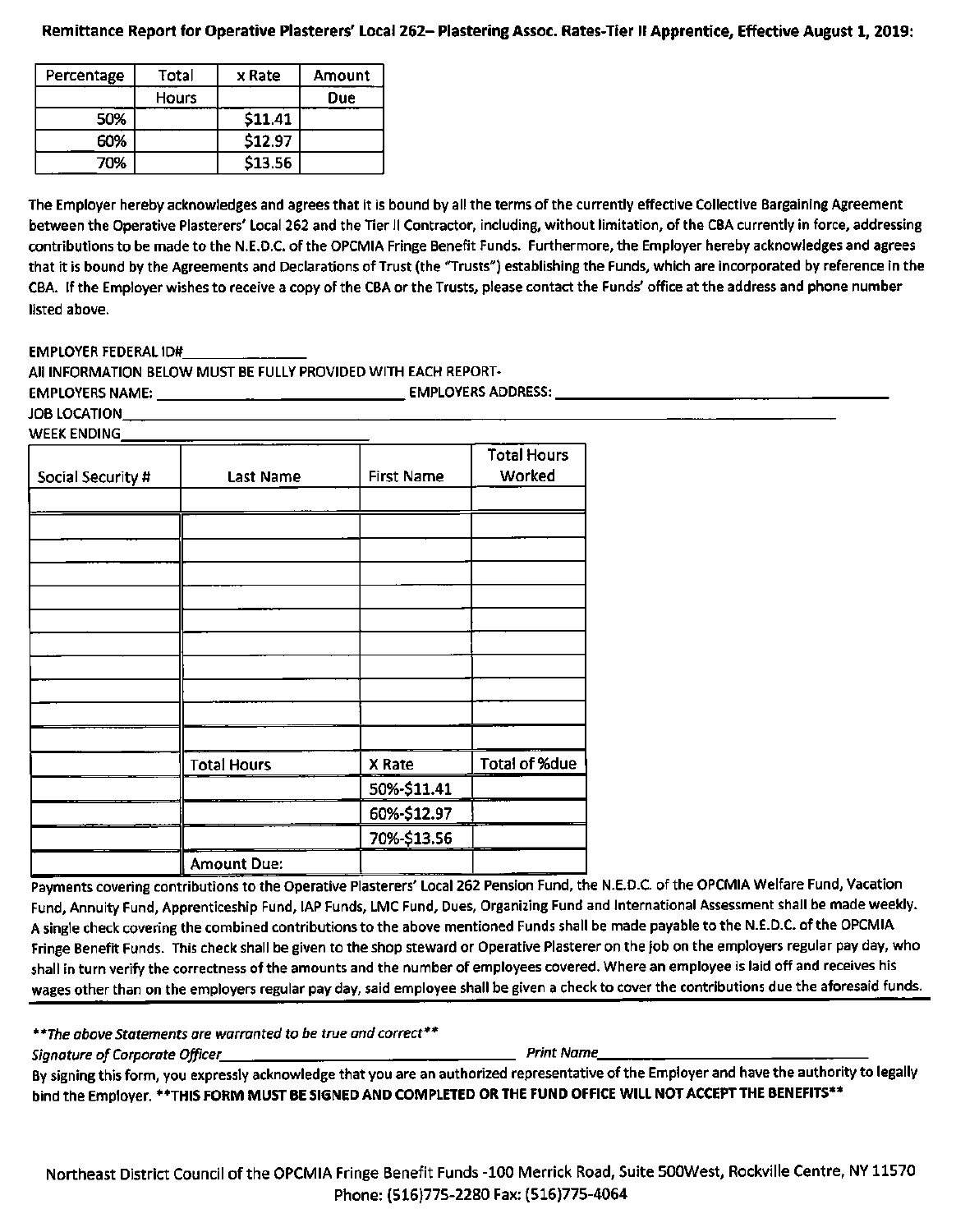**Remittance Report for Operative Plasterers' Local 262– Plastering Assoc. Rates-Tier II Apprentice, Effective August 1, 2019:**

| Percentage | Total Hours | x Rate | Amount Due |
|---|---|---|---|
| 50% | | $11.41 | |
| 60% | | $12.97 | |
| 70% | | $13.56 | |

The Employer hereby acknowledges and agrees that it is bound by all the terms of the currently effective Collective Bargaining Agreement between the Operative Plasterers' Local 262 and the Tier II Contractor, including, without limitation, of the CBA currently in force, addressing contributions to be made to the N.E.D.C. of the OPCMIA Fringe Benefit Funds. Furthermore, the Employer hereby acknowledges and agrees that it is bound by the Agreements and Declarations of Trust (the "Trusts") establishing the Funds, which are incorporated by reference in the CBA. If the Employer wishes to receive a copy of the CBA or the Trusts, please contact the Funds' office at the address and phone number listed above.

EMPLOYER FEDERAL ID#\_\_\_\_\_\_\_\_\_\_\_\_\_\_\_

All INFORMATION BELOW MUST BE FULLY PROVIDED WITH EACH REPORT-

EMPLOYERS NAME: \_\_\_\_\_\_\_\_\_\_\_\_\_\_\_\_\_\_\_\_\_\_\_\_\_\_\_\_\_\_\_ EMPLOYERS ADDRESS: \_\_\_\_\_\_\_\_\_\_\_\_\_\_\_\_\_\_\_\_\_\_\_\_\_\_\_\_\_\_\_\_\_\_\_\_\_\_\_\_

JOB LOCATION\_\_\_\_\_\_\_\_\_\_\_\_\_\_\_\_\_\_\_\_\_\_\_\_\_\_\_\_\_\_\_\_\_\_\_\_\_\_\_\_\_\_\_\_\_\_\_\_\_\_\_\_\_\_\_\_\_\_\_\_\_\_\_\_\_\_\_\_\_\_\_\_\_\_

WEEK ENDING\_\_\_\_\_\_\_\_\_\_\_\_\_\_\_\_\_\_\_\_\_\_\_\_\_\_\_\_\_\_

| Social Security # | Last Name | First Name | Total Hours Worked |
|---|---|---|---|
| | | | |
| | | | |
| | | | |
| | | | |
| | | | |
| | | | |
| | | | |
| | | | |
| | | | |
| | | | |
| | | | |
| | Total Hours | X Rate | Total of %due |
| | | 50%-$11.41 | |
| | | 60%-$12.97 | |
| | | 70%-$13.56 | |
| | Amount Due: | | |

Payments covering contributions to the Operative Plasterers' Local 262 Pension Fund, the N.E.D.C. of the OPCMIA Welfare Fund, Vacation Fund, Annuity Fund, Apprenticeship Fund, IAP Funds, LMC Fund, Dues, Organizing Fund and International Assessment shall be made weekly. A single check covering the combined contributions to the above mentioned Funds shall be made payable to the N.E.D.C. of the OPCMIA Fringe Benefit Funds. This check shall be given to the shop steward or Operative Plasterer on the job on the employers regular pay day, who shall in turn verify the correctness of the amounts and the number of employees covered. Where an employee is laid off and receives his wages other than on the employers regular pay day, said employee shall be given a check to cover the contributions due the aforesaid funds.

*\*\*The above Statements are warranted to be true and correct\*\**

*Signature of Corporate Officer*\_\_\_\_\_\_\_\_\_\_\_\_\_\_\_\_\_\_\_\_\_\_\_\_\_\_\_\_\_\_\_\_\_\_\_\_ *Print Name*\_\_\_\_\_\_\_\_\_\_\_\_\_\_\_\_\_\_\_\_\_\_\_\_\_\_\_\_\_\_\_\_\_\_

By signing this form, you expressly acknowledge that you are an authorized representative of the Employer and have the authority to legally bind the Employer. **\*\*THIS FORM MUST BE SIGNED AND COMPLETED OR THE FUND OFFICE WILL NOT ACCEPT THE BENEFITS\*\***

Northeast District Council of the OPCMIA Fringe Benefit Funds -100 Merrick Road, Suite 500West, Rockville Centre, NY 11570
Phone: (516)775-2280 Fax: (516)775-4064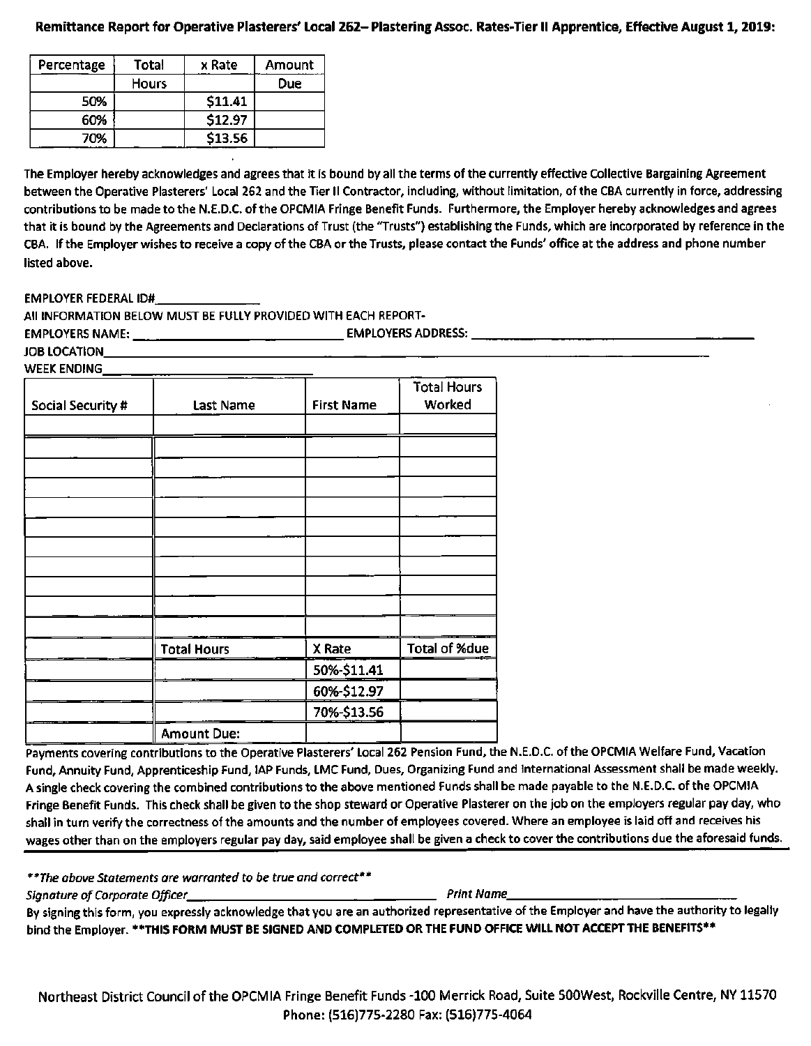**Remittance Report for Operative Plasterers' Local 262– Plastering Assoc. Rates-Tier II Apprentice, Effective August 1, 2019:**

| Percentage | Total Hours | x Rate | Amount Due |
|---|---|---|---|
| 50% | | $11.41 | |
| 60% | | $12.97 | |
| 70% | | $13.56 | |

The Employer hereby acknowledges and agrees that it is bound by all the terms of the currently effective Collective Bargaining Agreement between the Operative Plasterers' Local 262 and the Tier II Contractor, including, without limitation, of the CBA currently in force, addressing contributions to be made to the N.E.D.C. of the OPCMIA Fringe Benefit Funds. Furthermore, the Employer hereby acknowledges and agrees that it is bound by the Agreements and Declarations of Trust (the "Trusts") establishing the Funds, which are incorporated by reference in the CBA. If the Employer wishes to receive a copy of the CBA or the Trusts, please contact the Funds' office at the address and phone number listed above.

EMPLOYER FEDERAL ID#\_\_\_\_\_\_\_\_\_\_\_\_\_\_\_

All INFORMATION BELOW MUST BE FULLY PROVIDED WITH EACH REPORT-

EMPLOYERS NAME: \_\_\_\_\_\_\_\_\_\_\_\_\_\_\_\_\_\_\_\_\_\_\_\_\_\_\_\_ EMPLOYERS ADDRESS: \_\_\_\_\_\_\_\_\_\_\_\_\_\_\_\_\_\_\_\_\_\_\_\_\_\_\_\_\_\_\_\_\_\_\_\_\_\_

JOB LOCATION\_\_\_\_\_\_\_\_\_\_\_\_\_\_\_\_\_\_\_\_\_\_\_\_\_\_\_\_\_\_\_\_\_\_\_\_\_\_\_\_\_\_\_\_\_\_\_\_\_\_\_\_\_\_\_\_\_\_\_\_\_\_\_\_\_\_\_\_\_\_\_\_\_\_\_\_

WEEK ENDING\_\_\_\_\_\_\_\_\_\_\_\_\_\_\_\_\_\_\_\_\_\_\_\_\_\_\_

| Social Security # | Last Name | First Name | Total Hours Worked |
|---|---|---|---|
| | | | |
| | | | |
| | | | |
| | | | |
| | | | |
| | | | |
| | | | |
| | | | |
| | | | |
| | | | |
| | | | |
| | | | |
| | Total Hours | X Rate | Total of %due |
| | | 50%-$11.41 | |
| | | 60%-$12.97 | |
| | | 70%-$13.56 | |
| | Amount Due: | | |

Payments covering contributions to the Operative Plasterers' Local 262 Pension Fund, the N.E.D.C. of the OPCMIA Welfare Fund, Vacation Fund, Annuity Fund, Apprenticeship Fund, IAP Funds, LMC Fund, Dues, Organizing Fund and International Assessment shall be made weekly. A single check covering the combined contributions to the above mentioned Funds shall be made payable to the N.E.D.C. of the OPCMIA Fringe Benefit Funds. This check shall be given to the shop steward or Operative Plasterer on the job on the employers regular pay day, who shall in turn verify the correctness of the amounts and the number of employees covered. Where an employee is laid off and receives his wages other than on the employers regular pay day, said employee shall be given a check to cover the contributions due the aforesaid funds.

*\*\*The above Statements are warranted to be true and correct\*\**

*Signature of Corporate Officer*\_\_\_\_\_\_\_\_\_\_\_\_\_\_\_\_\_\_\_\_\_\_\_\_\_\_\_\_\_\_\_\_\_ *Print Name*\_\_\_\_\_\_\_\_\_\_\_\_\_\_\_\_\_\_\_\_\_\_\_\_\_\_\_\_\_\_

By signing this form, you expressly acknowledge that you are an authorized representative of the Employer and have the authority to legally bind the Employer. **\*\*THIS FORM MUST BE SIGNED AND COMPLETED OR THE FUND OFFICE WILL NOT ACCEPT THE BENEFITS\*\***

Northeast District Council of the OPCMIA Fringe Benefit Funds -100 Merrick Road, Suite 500West, Rockville Centre, NY 11570
Phone: (516)775-2280 Fax: (516)775-4064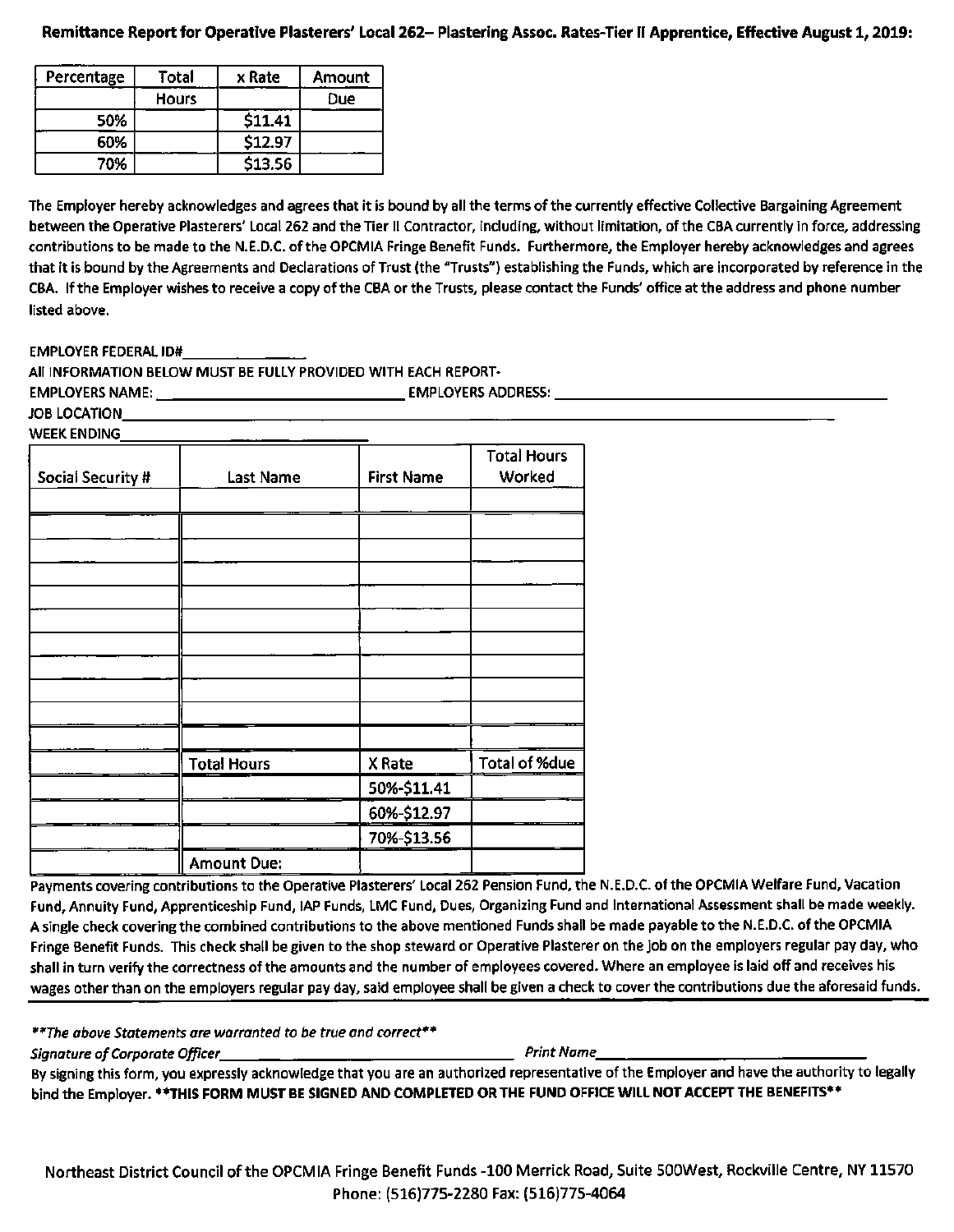**Remittance Report for Operative Plasterers' Local 262– Plastering Assoc. Rates-Tier II Apprentice, Effective August 1, 2019:**

| Percentage | Total Hours | x Rate | Amount Due |
|---|---|---|---|
| 50% | | $11.41 | |
| 60% | | $12.97 | |
| 70% | | $13.56 | |

The Employer hereby acknowledges and agrees that it is bound by all the terms of the currently effective Collective Bargaining Agreement between the Operative Plasterers' Local 262 and the Tier II Contractor, including, without limitation, of the CBA currently in force, addressing contributions to be made to the N.E.D.C. of the OPCMIA Fringe Benefit Funds. Furthermore, the Employer hereby acknowledges and agrees that it is bound by the Agreements and Declarations of Trust (the "Trusts") establishing the Funds, which are incorporated by reference in the CBA. If the Employer wishes to receive a copy of the CBA or the Trusts, please contact the Funds' office at the address and phone number listed above.

EMPLOYER FEDERAL ID#______________

All INFORMATION BELOW MUST BE FULLY PROVIDED WITH EACH REPORT-

EMPLOYERS NAME: ______________________________ EMPLOYERS ADDRESS: ______________________________

JOB LOCATION______________________________________________________________

WEEK ENDING______________________________

| Social Security # | Last Name | First Name | Total Hours Worked |
|---|---|---|---|
| | | | |
| | | | |
| | | | |
| | | | |
| | | | |
| | | | |
| | | | |
| | | | |
| | | | |
| | | | |
| | | | |
| | Total Hours | X Rate | Total of %due |
| | | 50%-$11.41 | |
| | | 60%-$12.97 | |
| | | 70%-$13.56 | |
| | Amount Due: | | |

Payments covering contributions to the Operative Plasterers' Local 262 Pension Fund, the N.E.D.C. of the OPCMIA Welfare Fund, Vacation Fund, Annuity Fund, Apprenticeship Fund, IAP Funds, LMC Fund, Dues, Organizing Fund and International Assessment shall be made weekly. A single check covering the combined contributions to the above mentioned Funds shall be made payable to the N.E.D.C. of the OPCMIA Fringe Benefit Funds. This check shall be given to the shop steward or Operative Plasterer on the job on the employers regular pay day, who shall in turn verify the correctness of the amounts and the number of employees covered. Where an employee is laid off and receives his wages other than on the employers regular pay day, said employee shall be given a check to cover the contributions due the aforesaid funds.

*\*\*The above Statements are warranted to be true and correct\*\**

*Signature of Corporate Officer*______________________________ *Print Name*______________________________

By signing this form, you expressly acknowledge that you are an authorized representative of the Employer and have the authority to legally bind the Employer. **\*\*THIS FORM MUST BE SIGNED AND COMPLETED OR THE FUND OFFICE WILL NOT ACCEPT THE BENEFITS\*\***

Northeast District Council of the OPCMIA Fringe Benefit Funds -100 Merrick Road, Suite 500West, Rockville Centre, NY 11570
Phone: (516)775-2280 Fax: (516)775-4064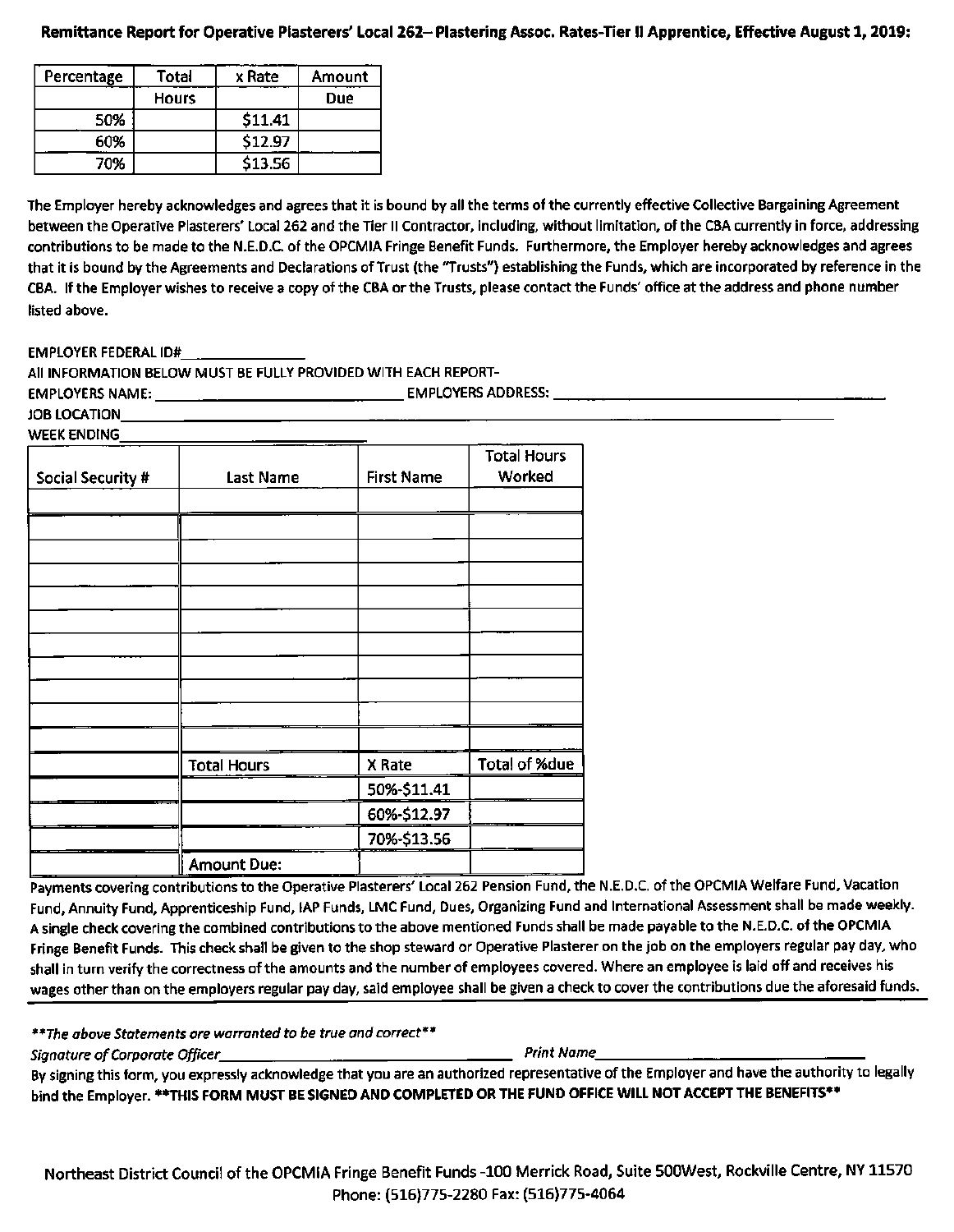**Remittance Report for Operative Plasterers' Local 262– Plastering Assoc. Rates-Tier II Apprentice, Effective August 1, 2019:**

| Percentage | Total Hours | x Rate | Amount Due |
|---|---|---|---|
| 50% | | $11.41 | |
| 60% | | $12.97 | |
| 70% | | $13.56 | |

The Employer hereby acknowledges and agrees that it is bound by all the terms of the currently effective Collective Bargaining Agreement between the Operative Plasterers' Local 262 and the Tier II Contractor, including, without limitation, of the CBA currently in force, addressing contributions to be made to the N.E.D.C. of the OPCMIA Fringe Benefit Funds. Furthermore, the Employer hereby acknowledges and agrees that it is bound by the Agreements and Declarations of Trust (the "Trusts") establishing the Funds, which are incorporated by reference in the CBA. If the Employer wishes to receive a copy of the CBA or the Trusts, please contact the Funds' office at the address and phone number listed above.

EMPLOYER FEDERAL ID#\_\_\_\_\_\_\_\_\_\_\_\_\_\_\_

All INFORMATION BELOW MUST BE FULLY PROVIDED WITH EACH REPORT-

EMPLOYERS NAME: \_\_\_\_\_\_\_\_\_\_\_\_\_\_\_\_\_\_\_\_\_\_\_\_\_\_\_\_\_\_ EMPLOYERS ADDRESS: \_\_\_\_\_\_\_\_\_\_\_\_\_\_\_\_\_\_\_\_\_\_\_\_\_\_\_\_\_\_\_\_\_\_\_\_\_\_\_\_

JOB LOCATION\_\_\_\_\_\_\_\_\_\_\_\_\_\_\_\_\_\_\_\_\_\_\_\_\_\_\_\_\_\_\_\_\_\_\_\_\_\_\_\_\_\_\_\_\_\_\_\_\_\_\_\_\_\_\_\_\_\_\_\_\_\_\_\_\_\_\_\_\_\_\_\_\_\_\_\_\_\_

WEEK ENDING\_\_\_\_\_\_\_\_\_\_\_\_\_\_\_\_\_\_\_\_\_\_\_\_\_\_\_\_\_\_

| Social Security # | Last Name | First Name | Total Hours Worked |
|---|---|---|---|
| | | | |
| | | | |
| | | | |
| | | | |
| | | | |
| | | | |
| | | | |
| | | | |
| | | | |
| | | | |
| | | | |
| | Total Hours | X Rate | Total of %due |
| | | 50%-$11.41 | |
| | | 60%-$12.97 | |
| | | 70%-$13.56 | |
| | Amount Due: | | |

Payments covering contributions to the Operative Plasterers' Local 262 Pension Fund, the N.E.D.C. of the OPCMIA Welfare Fund, Vacation Fund, Annuity Fund, Apprenticeship Fund, IAP Funds, LMC Fund, Dues, Organizing Fund and International Assessment shall be made weekly. A single check covering the combined contributions to the above mentioned Funds shall be made payable to the N.E.D.C. of the OPCMIA Fringe Benefit Funds. This check shall be given to the shop steward or Operative Plasterer on the job on the employers regular pay day, who shall in turn verify the correctness of the amounts and the number of employees covered. Where an employee is laid off and receives his wages other than on the employers regular pay day, said employee shall be given a check to cover the contributions due the aforesaid funds.

***\*\*The above Statements are warranted to be true and correct\*\****

*Signature of Corporate Officer*\_\_\_\_\_\_\_\_\_\_\_\_\_\_\_\_\_\_\_\_\_\_\_\_\_\_\_\_\_\_\_\_\_\_\_\_ *Print Name*\_\_\_\_\_\_\_\_\_\_\_\_\_\_\_\_\_\_\_\_\_\_\_\_\_\_\_\_\_\_\_\_

By signing this form, you expressly acknowledge that you are an authorized representative of the Employer and have the authority to legally bind the Employer. **\*\*THIS FORM MUST BE SIGNED AND COMPLETED OR THE FUND OFFICE WILL NOT ACCEPT THE BENEFITS\*\***

Northeast District Council of the OPCMIA Fringe Benefit Funds -100 Merrick Road, Suite 500West, Rockville Centre, NY 11570
Phone: (516)775-2280 Fax: (516)775-4064